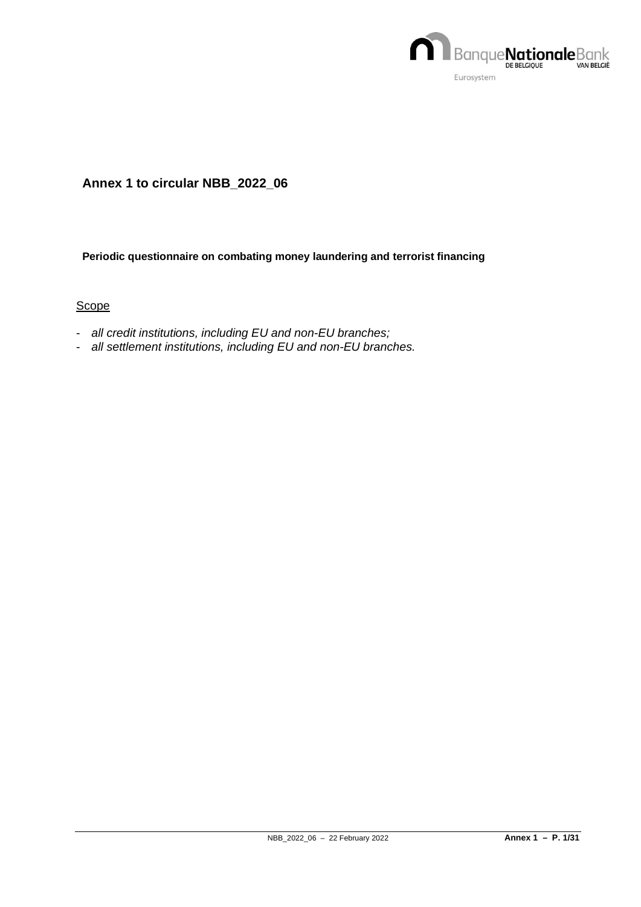# Annex 1 to circular NBB_2022_06

**Periodic questionnaire on combating money laundering and terrorist financing**

Scope

- *all credit institutions, including EU and non-EU branches;*
- *all settlement institutions, including EU and non-EU branches.*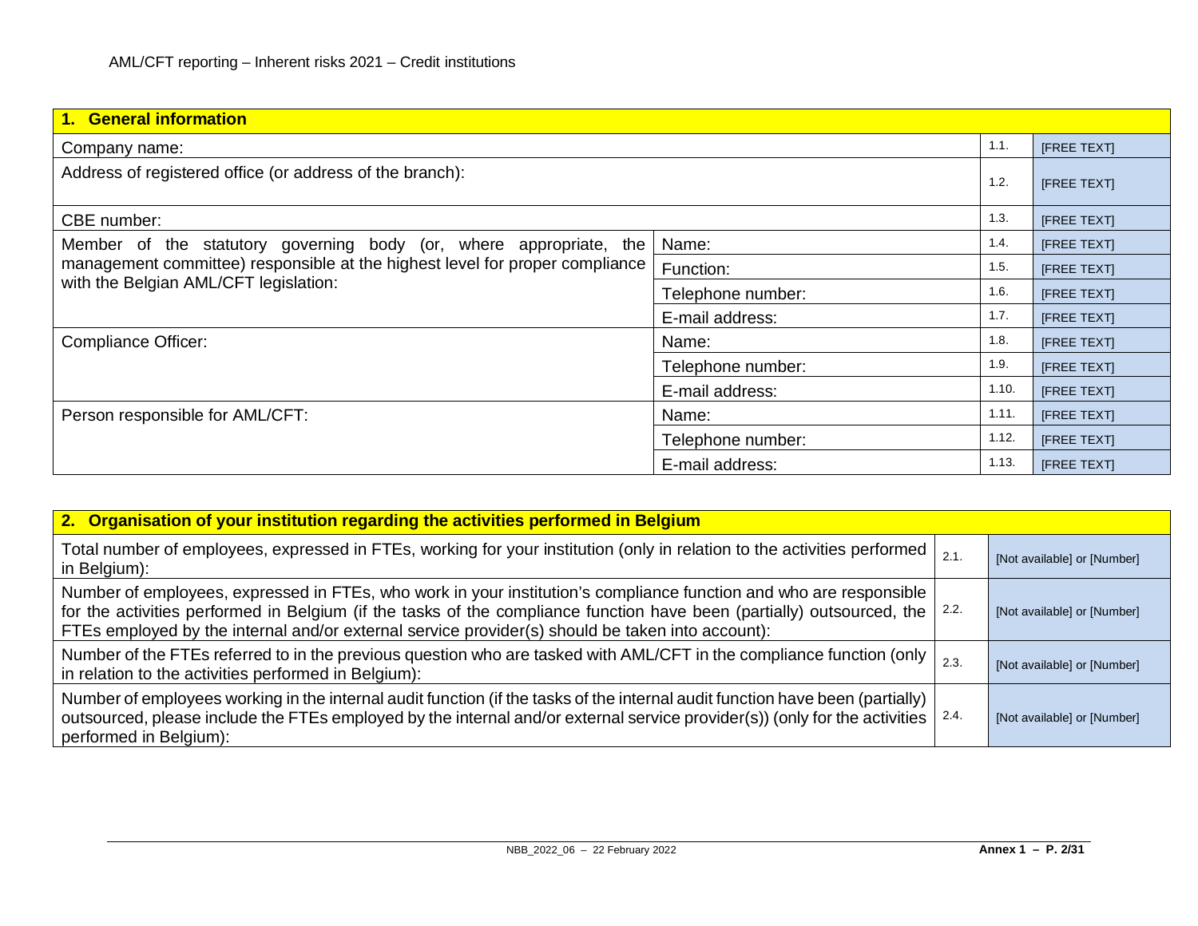| 1. General information | | | |
|---|---|---|---|
| Company name: | | 1.1. | [FREE TEXT] |
| Address of registered office (or address of the branch): | | 1.2. | [FREE TEXT] |
| CBE number: | | 1.3. | [FREE TEXT] |
| Member of the statutory governing body (or, where appropriate, the management committee) responsible at the highest level for proper compliance with the Belgian AML/CFT legislation: | Name: | 1.4. | [FREE TEXT] |
| | Function: | 1.5. | [FREE TEXT] |
| | Telephone number: | 1.6. | [FREE TEXT] |
| | E-mail address: | 1.7. | [FREE TEXT] |
| Compliance Officer: | Name: | 1.8. | [FREE TEXT] |
| | Telephone number: | 1.9. | [FREE TEXT] |
| | E-mail address: | 1.10. | [FREE TEXT] |
| Person responsible for AML/CFT: | Name: | 1.11. | [FREE TEXT] |
| | Telephone number: | 1.12. | [FREE TEXT] |
| | E-mail address: | 1.13. | [FREE TEXT] |

| 2. Organisation of your institution regarding the activities performed in Belgium | | |
|---|---|---|
| Total number of employees, expressed in FTEs, working for your institution (only in relation to the activities performed in Belgium): | 2.1. | [Not available] or [Number] |
| Number of employees, expressed in FTEs, who work in your institution's compliance function and who are responsible for the activities performed in Belgium (if the tasks of the compliance function have been (partially) outsourced, the FTEs employed by the internal and/or external service provider(s) should be taken into account): | 2.2. | [Not available] or [Number] |
| Number of the FTEs referred to in the previous question who are tasked with AML/CFT in the compliance function (only in relation to the activities performed in Belgium): | 2.3. | [Not available] or [Number] |
| Number of employees working in the internal audit function (if the tasks of the internal audit function have been (partially) outsourced, please include the FTEs employed by the internal and/or external service provider(s)) (only for the activities performed in Belgium): | 2.4. | [Not available] or [Number] |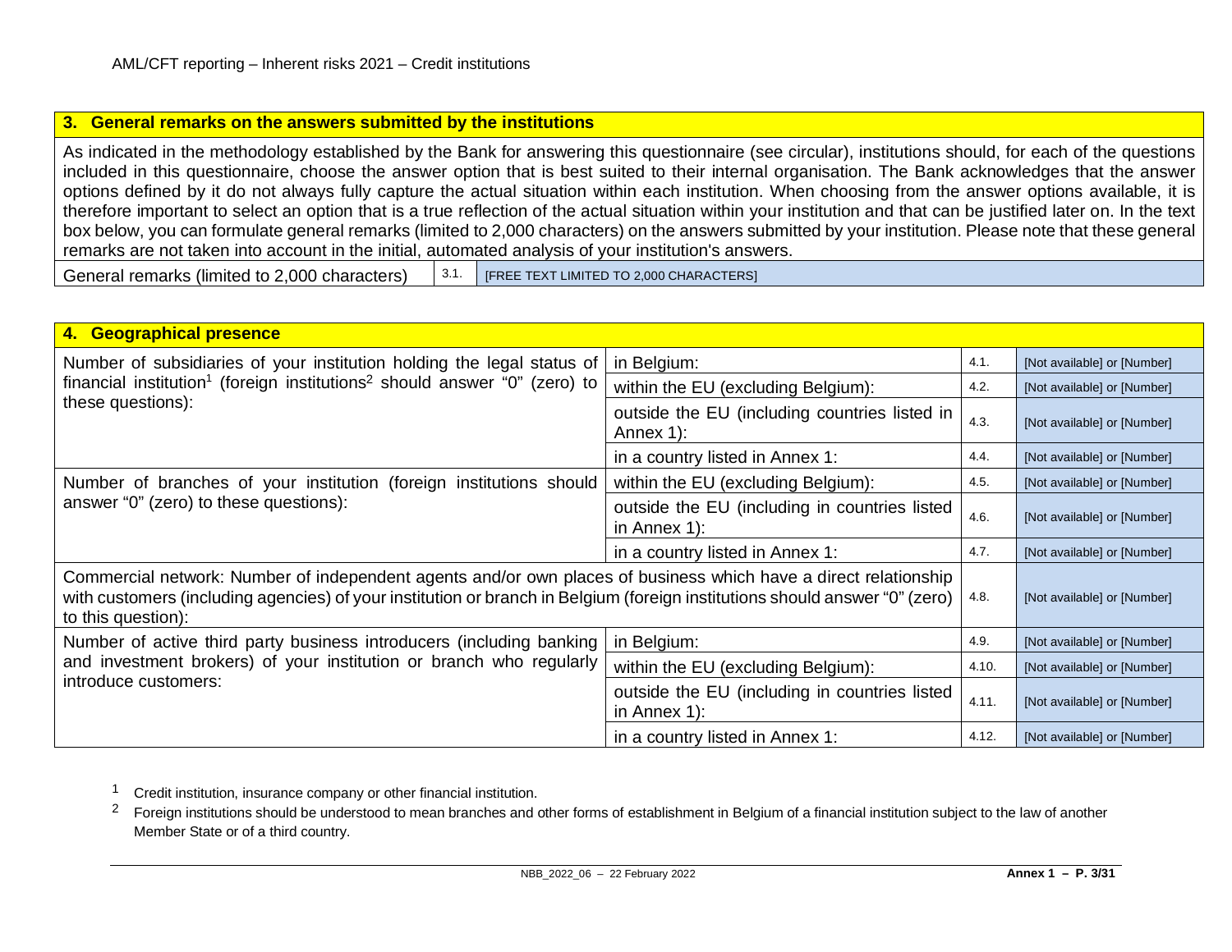## 3. General remarks on the answers submitted by the institutions

As indicated in the methodology established by the Bank for answering this questionnaire (see circular), institutions should, for each of the questions included in this questionnaire, choose the answer option that is best suited to their internal organisation. The Bank acknowledges that the answer options defined by it do not always fully capture the actual situation within each institution. When choosing from the answer options available, it is therefore important to select an option that is a true reflection of the actual situation within your institution and that can be justified later on. In the text box below, you can formulate general remarks (limited to 2,000 characters) on the answers submitted by your institution. Please note that these general remarks are not taken into account in the initial, automated analysis of your institution's answers.

| General remarks (limited to 2,000 characters) | 3.1. | [FREE TEXT LIMITED TO 2,000 CHARACTERS] |
|---|---|---|

## 4. Geographical presence

| Question | Scope | No. | Answer |
|---|---|---|---|
| Number of subsidiaries of your institution holding the legal status of financial institution[1] (foreign institutions[2] should answer "0" (zero) to these questions): | in Belgium: | 4.1. | [Not available] or [Number] |
| | within the EU (excluding Belgium): | 4.2. | [Not available] or [Number] |
| | outside the EU (including countries listed in Annex 1): | 4.3. | [Not available] or [Number] |
| | in a country listed in Annex 1: | 4.4. | [Not available] or [Number] |
| Number of branches of your institution (foreign institutions should answer "0" (zero) to these questions): | within the EU (excluding Belgium): | 4.5. | [Not available] or [Number] |
| | outside the EU (including in countries listed in Annex 1): | 4.6. | [Not available] or [Number] |
| | in a country listed in Annex 1: | 4.7. | [Not available] or [Number] |
| Commercial network: Number of independent agents and/or own places of business which have a direct relationship with customers (including agencies) of your institution or branch in Belgium (foreign institutions should answer "0" (zero) to this question): | | 4.8. | [Not available] or [Number] |
| Number of active third party business introducers (including banking and investment brokers) of your institution or branch who regularly introduce customers: | in Belgium: | 4.9. | [Not available] or [Number] |
| | within the EU (excluding Belgium): | 4.10. | [Not available] or [Number] |
| | outside the EU (including in countries listed in Annex 1): | 4.11. | [Not available] or [Number] |
| | in a country listed in Annex 1: | 4.12. | [Not available] or [Number] |

[1] Credit institution, insurance company or other financial institution.

[2] Foreign institutions should be understood to mean branches and other forms of establishment in Belgium of a financial institution subject to the law of another Member State or of a third country.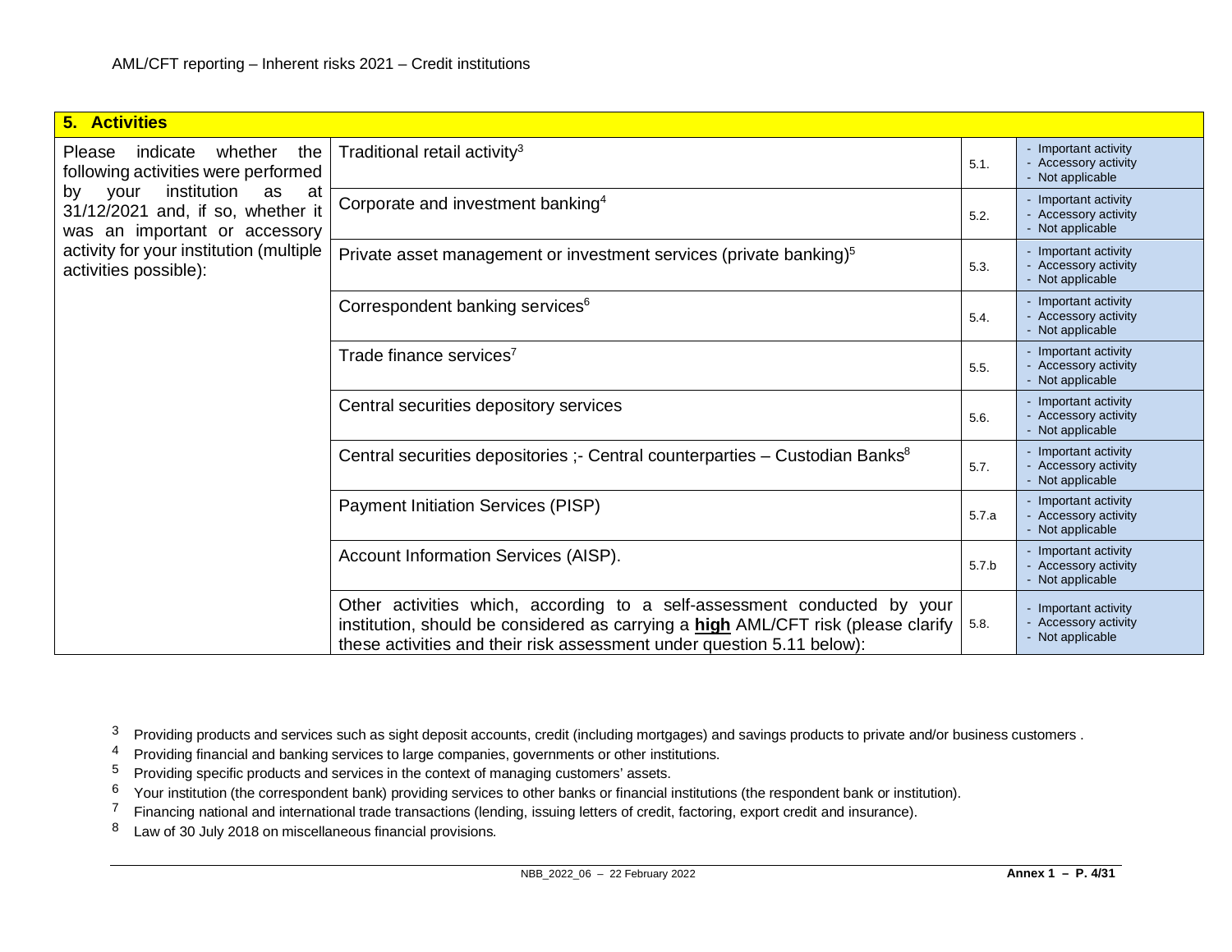## 5. Activities

| Please indicate whether the following activities were performed by your institution as at 31/12/2021 and, if so, whether it was an important or accessory activity for your institution (multiple activities possible): | | | |
|---|---|---|---|
| | Traditional retail activity[3] | 5.1. | - Important activity<br>- Accessory activity<br>- Not applicable |
| | Corporate and investment banking[4] | 5.2. | - Important activity<br>- Accessory activity<br>- Not applicable |
| | Private asset management or investment services (private banking)[5] | 5.3. | - Important activity<br>- Accessory activity<br>- Not applicable |
| | Correspondent banking services[6] | 5.4. | - Important activity<br>- Accessory activity<br>- Not applicable |
| | Trade finance services[7] | 5.5. | - Important activity<br>- Accessory activity<br>- Not applicable |
| | Central securities depository services | 5.6. | - Important activity<br>- Accessory activity<br>- Not applicable |
| | Central securities depositories ;- Central counterparties – Custodian Banks[8] | 5.7. | - Important activity<br>- Accessory activity<br>- Not applicable |
| | Payment Initiation Services (PISP) | 5.7.a | - Important activity<br>- Accessory activity<br>- Not applicable |
| | Account Information Services (AISP). | 5.7.b | - Important activity<br>- Accessory activity<br>- Not applicable |
| | Other activities which, according to a self-assessment conducted by your institution, should be considered as carrying a **high** AML/CFT risk (please clarify these activities and their risk assessment under question 5.11 below): | 5.8. | - Important activity<br>- Accessory activity<br>- Not applicable |

[3] Providing products and services such as sight deposit accounts, credit (including mortgages) and savings products to private and/or business customers .

[4] Providing financial and banking services to large companies, governments or other institutions.

[5] Providing specific products and services in the context of managing customers' assets.

[6] Your institution (the correspondent bank) providing services to other banks or financial institutions (the respondent bank or institution).

[7] Financing national and international trade transactions (lending, issuing letters of credit, factoring, export credit and insurance).

[8] Law of 30 July 2018 on miscellaneous financial provisions.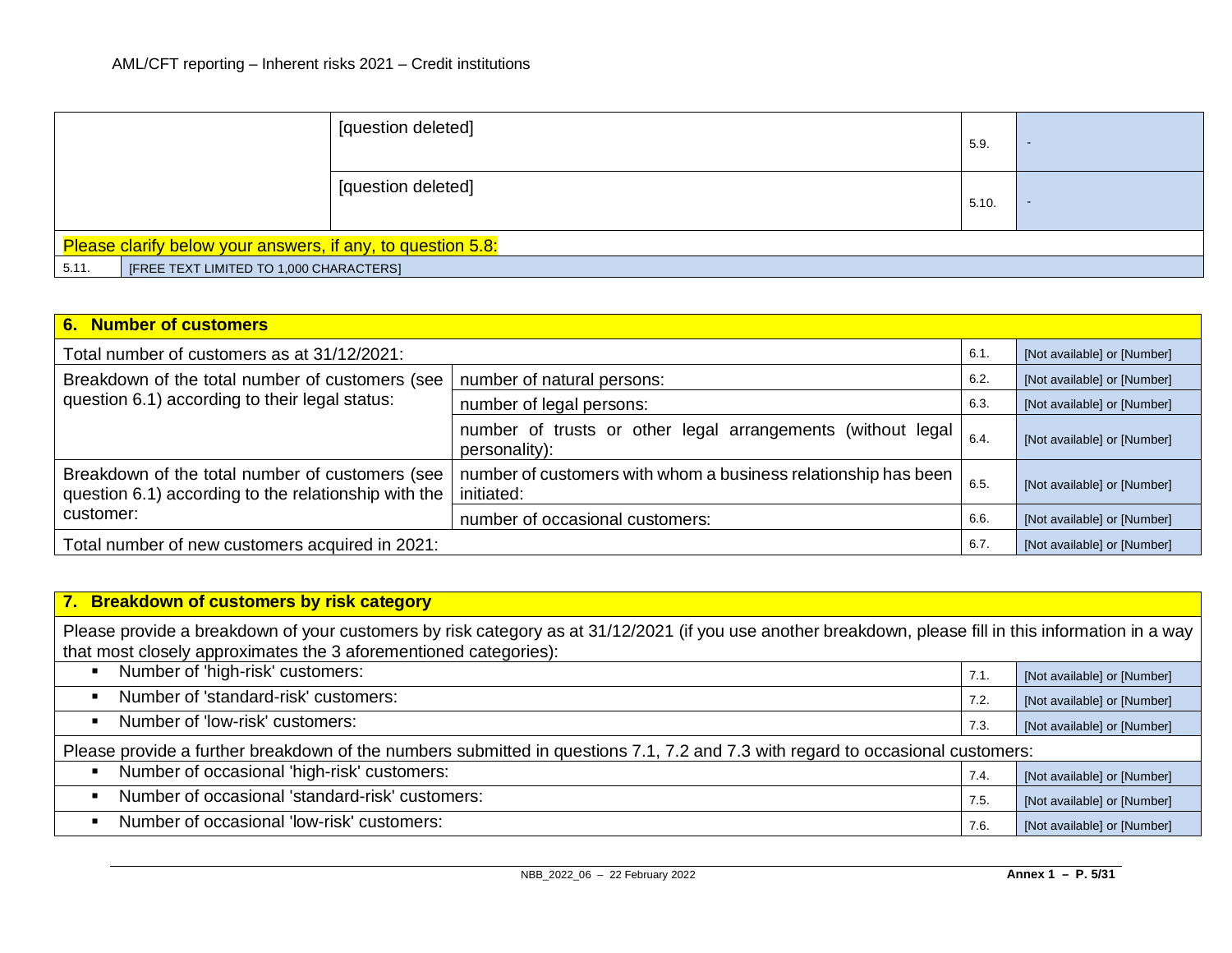| | | | |
|---|---|---|---|
| | [question deleted] | 5.9. | - |
| | [question deleted] | 5.10. | - |
| Please clarify below your answers, if any, to question 5.8: | | | |
| 5.11. | [FREE TEXT LIMITED TO 1,000 CHARACTERS] | | |

| 6. Number of customers | | | |
|---|---|---|---|
| Total number of customers as at 31/12/2021: | | 6.1. | [Not available] or [Number] |
| Breakdown of the total number of customers (see question 6.1) according to their legal status: | number of natural persons: | 6.2. | [Not available] or [Number] |
| | number of legal persons: | 6.3. | [Not available] or [Number] |
| | number of trusts or other legal arrangements (without legal personality): | 6.4. | [Not available] or [Number] |
| Breakdown of the total number of customers (see question 6.1) according to the relationship with the customer: | number of customers with whom a business relationship has been initiated: | 6.5. | [Not available] or [Number] |
| | number of occasional customers: | 6.6. | [Not available] or [Number] |
| Total number of new customers acquired in 2021: | | 6.7. | [Not available] or [Number] |

| 7. Breakdown of customers by risk category | | |
|---|---|---|
| Please provide a breakdown of your customers by risk category as at 31/12/2021 (if you use another breakdown, please fill in this information in a way that most closely approximates the 3 aforementioned categories): | | |
| ▪ Number of 'high-risk' customers: | 7.1. | [Not available] or [Number] |
| ▪ Number of 'standard-risk' customers: | 7.2. | [Not available] or [Number] |
| ▪ Number of 'low-risk' customers: | 7.3. | [Not available] or [Number] |
| Please provide a further breakdown of the numbers submitted in questions 7.1, 7.2 and 7.3 with regard to occasional customers: | | |
| ▪ Number of occasional 'high-risk' customers: | 7.4. | [Not available] or [Number] |
| ▪ Number of occasional 'standard-risk' customers: | 7.5. | [Not available] or [Number] |
| ▪ Number of occasional 'low-risk' customers: | 7.6. | [Not available] or [Number] |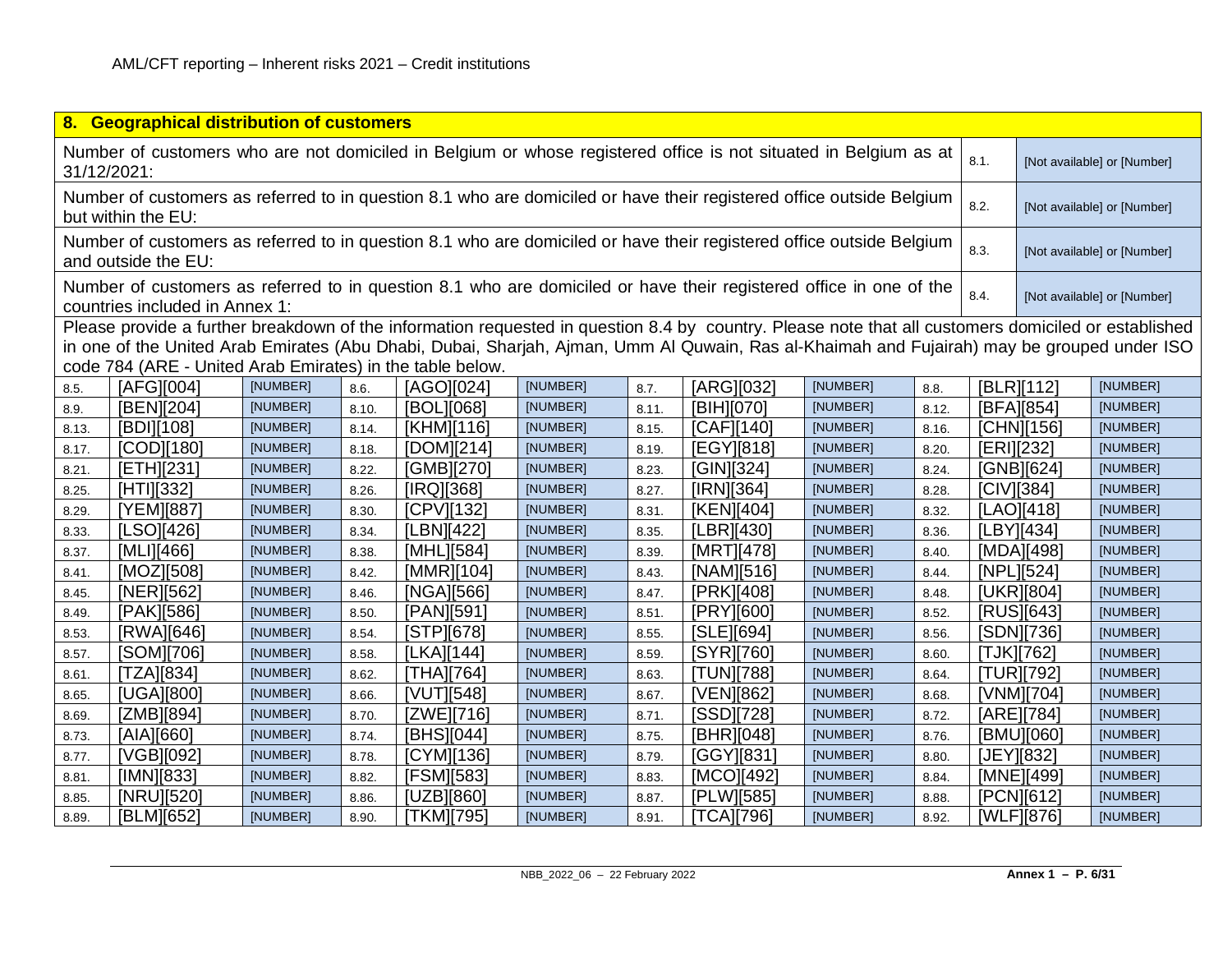## 8. Geographical distribution of customers

| Question | No. | Answer |
|---|---|---|
| Number of customers who are not domiciled in Belgium or whose registered office is not situated in Belgium as at 31/12/2021: | 8.1. | [Not available] or [Number] |
| Number of customers as referred to in question 8.1 who are domiciled or have their registered office outside Belgium but within the EU: | 8.2. | [Not available] or [Number] |
| Number of customers as referred to in question 8.1 who are domiciled or have their registered office outside Belgium and outside the EU: | 8.3. | [Not available] or [Number] |
| Number of customers as referred to in question 8.1 who are domiciled or have their registered office in one of the countries included in Annex 1: | 8.4. | [Not available] or [Number] |

Please provide a further breakdown of the information requested in question 8.4 by country. Please note that all customers domiciled or established in one of the United Arab Emirates (Abu Dhabi, Dubai, Sharjah, Ajman, Umm Al Quwain, Ras al-Khaimah and Fujairah) may be grouped under ISO code 784 (ARE - United Arab Emirates) in the table below.

| No. | Country | Number | No. | Country | Number | No. | Country | Number | No. | Country | Number |
|---|---|---|---|---|---|---|---|---|---|---|---|
| 8.5. | [AFG][004] | [NUMBER] | 8.6. | [AGO][024] | [NUMBER] | 8.7. | [ARG][032] | [NUMBER] | 8.8. | [BLR][112] | [NUMBER] |
| 8.9. | [BEN][204] | [NUMBER] | 8.10. | [BOL][068] | [NUMBER] | 8.11. | [BIH][070] | [NUMBER] | 8.12. | [BFA][854] | [NUMBER] |
| 8.13. | [BDI][108] | [NUMBER] | 8.14. | [KHM][116] | [NUMBER] | 8.15. | [CAF][140] | [NUMBER] | 8.16. | [CHN][156] | [NUMBER] |
| 8.17. | [COD][180] | [NUMBER] | 8.18. | [DOM][214] | [NUMBER] | 8.19. | [EGY][818] | [NUMBER] | 8.20. | [ERI][232] | [NUMBER] |
| 8.21. | [ETH][231] | [NUMBER] | 8.22. | [GMB][270] | [NUMBER] | 8.23. | [GIN][324] | [NUMBER] | 8.24. | [GNB][624] | [NUMBER] |
| 8.25. | [HTI][332] | [NUMBER] | 8.26. | [IRQ][368] | [NUMBER] | 8.27. | [IRN][364] | [NUMBER] | 8.28. | [CIV][384] | [NUMBER] |
| 8.29. | [YEM][887] | [NUMBER] | 8.30. | [CPV][132] | [NUMBER] | 8.31. | [KEN][404] | [NUMBER] | 8.32. | [LAO][418] | [NUMBER] |
| 8.33. | [LSO][426] | [NUMBER] | 8.34. | [LBN][422] | [NUMBER] | 8.35. | [LBR][430] | [NUMBER] | 8.36. | [LBY][434] | [NUMBER] |
| 8.37. | [MLI][466] | [NUMBER] | 8.38. | [MHL][584] | [NUMBER] | 8.39. | [MRT][478] | [NUMBER] | 8.40. | [MDA][498] | [NUMBER] |
| 8.41. | [MOZ][508] | [NUMBER] | 8.42. | [MMR][104] | [NUMBER] | 8.43. | [NAM][516] | [NUMBER] | 8.44. | [NPL][524] | [NUMBER] |
| 8.45. | [NER][562] | [NUMBER] | 8.46. | [NGA][566] | [NUMBER] | 8.47. | [PRK][408] | [NUMBER] | 8.48. | [UKR][804] | [NUMBER] |
| 8.49. | [PAK][586] | [NUMBER] | 8.50. | [PAN][591] | [NUMBER] | 8.51. | [PRY][600] | [NUMBER] | 8.52. | [RUS][643] | [NUMBER] |
| 8.53. | [RWA][646] | [NUMBER] | 8.54. | [STP][678] | [NUMBER] | 8.55. | [SLE][694] | [NUMBER] | 8.56. | [SDN][736] | [NUMBER] |
| 8.57. | [SOM][706] | [NUMBER] | 8.58. | [LKA][144] | [NUMBER] | 8.59. | [SYR][760] | [NUMBER] | 8.60. | [TJK][762] | [NUMBER] |
| 8.61. | [TZA][834] | [NUMBER] | 8.62. | [THA][764] | [NUMBER] | 8.63. | [TUN][788] | [NUMBER] | 8.64. | [TUR][792] | [NUMBER] |
| 8.65. | [UGA][800] | [NUMBER] | 8.66. | [VUT][548] | [NUMBER] | 8.67. | [VEN][862] | [NUMBER] | 8.68. | [VNM][704] | [NUMBER] |
| 8.69. | [ZMB][894] | [NUMBER] | 8.70. | [ZWE][716] | [NUMBER] | 8.71. | [SSD][728] | [NUMBER] | 8.72. | [ARE][784] | [NUMBER] |
| 8.73. | [AIA][660] | [NUMBER] | 8.74. | [BHS][044] | [NUMBER] | 8.75. | [BHR][048] | [NUMBER] | 8.76. | [BMU][060] | [NUMBER] |
| 8.77. | [VGB][092] | [NUMBER] | 8.78. | [CYM][136] | [NUMBER] | 8.79. | [GGY][831] | [NUMBER] | 8.80. | [JEY][832] | [NUMBER] |
| 8.81. | [IMN][833] | [NUMBER] | 8.82. | [FSM][583] | [NUMBER] | 8.83. | [MCO][492] | [NUMBER] | 8.84. | [MNE][499] | [NUMBER] |
| 8.85. | [NRU][520] | [NUMBER] | 8.86. | [UZB][860] | [NUMBER] | 8.87. | [PLW][585] | [NUMBER] | 8.88. | [PCN][612] | [NUMBER] |
| 8.89. | [BLM][652] | [NUMBER] | 8.90. | [TKM][795] | [NUMBER] | 8.91. | [TCA][796] | [NUMBER] | 8.92. | [WLF][876] | [NUMBER] |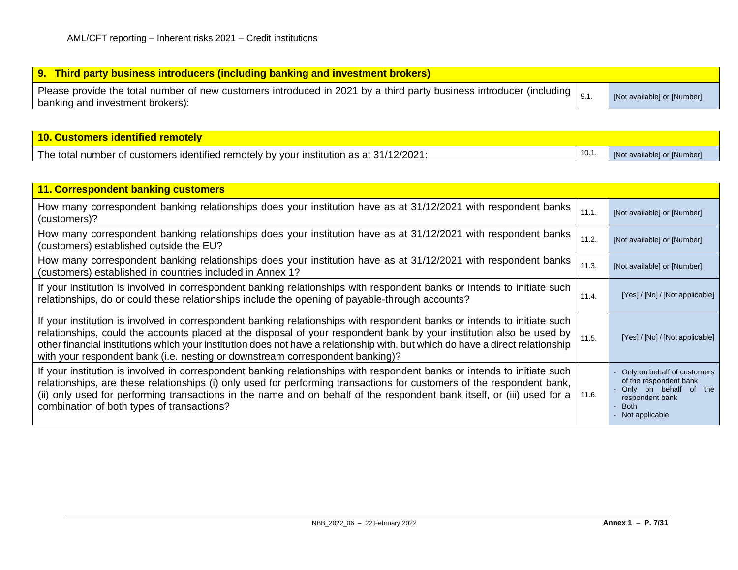| 9. Third party business introducers (including banking and investment brokers) | | |
|---|---|---|
| Please provide the total number of new customers introduced in 2021 by a third party business introducer (including banking and investment brokers): | 9.1. | [Not available] or [Number] |

| 10. Customers identified remotely | | |
|---|---|---|
| The total number of customers identified remotely by your institution as at 31/12/2021: | 10.1. | [Not available] or [Number] |

| 11. Correspondent banking customers | | |
|---|---|---|
| How many correspondent banking relationships does your institution have as at 31/12/2021 with respondent banks (customers)? | 11.1. | [Not available] or [Number] |
| How many correspondent banking relationships does your institution have as at 31/12/2021 with respondent banks (customers) established outside the EU? | 11.2. | [Not available] or [Number] |
| How many correspondent banking relationships does your institution have as at 31/12/2021 with respondent banks (customers) established in countries included in Annex 1? | 11.3. | [Not available] or [Number] |
| If your institution is involved in correspondent banking relationships with respondent banks or intends to initiate such relationships, do or could these relationships include the opening of payable-through accounts? | 11.4. | [Yes] / [No] / [Not applicable] |
| If your institution is involved in correspondent banking relationships with respondent banks or intends to initiate such relationships, could the accounts placed at the disposal of your respondent bank by your institution also be used by other financial institutions which your institution does not have a relationship with, but which do have a direct relationship with your respondent bank (i.e. nesting or downstream correspondent banking)? | 11.5. | [Yes] / [No] / [Not applicable] |
| If your institution is involved in correspondent banking relationships with respondent banks or intends to initiate such relationships, are these relationships (i) only used for performing transactions for customers of the respondent bank, (ii) only used for performing transactions in the name and on behalf of the respondent bank itself, or (iii) used for a combination of both types of transactions? | 11.6. | - Only on behalf of customers of the respondent bank<br>- Only on behalf of the respondent bank<br>- Both<br>- Not applicable |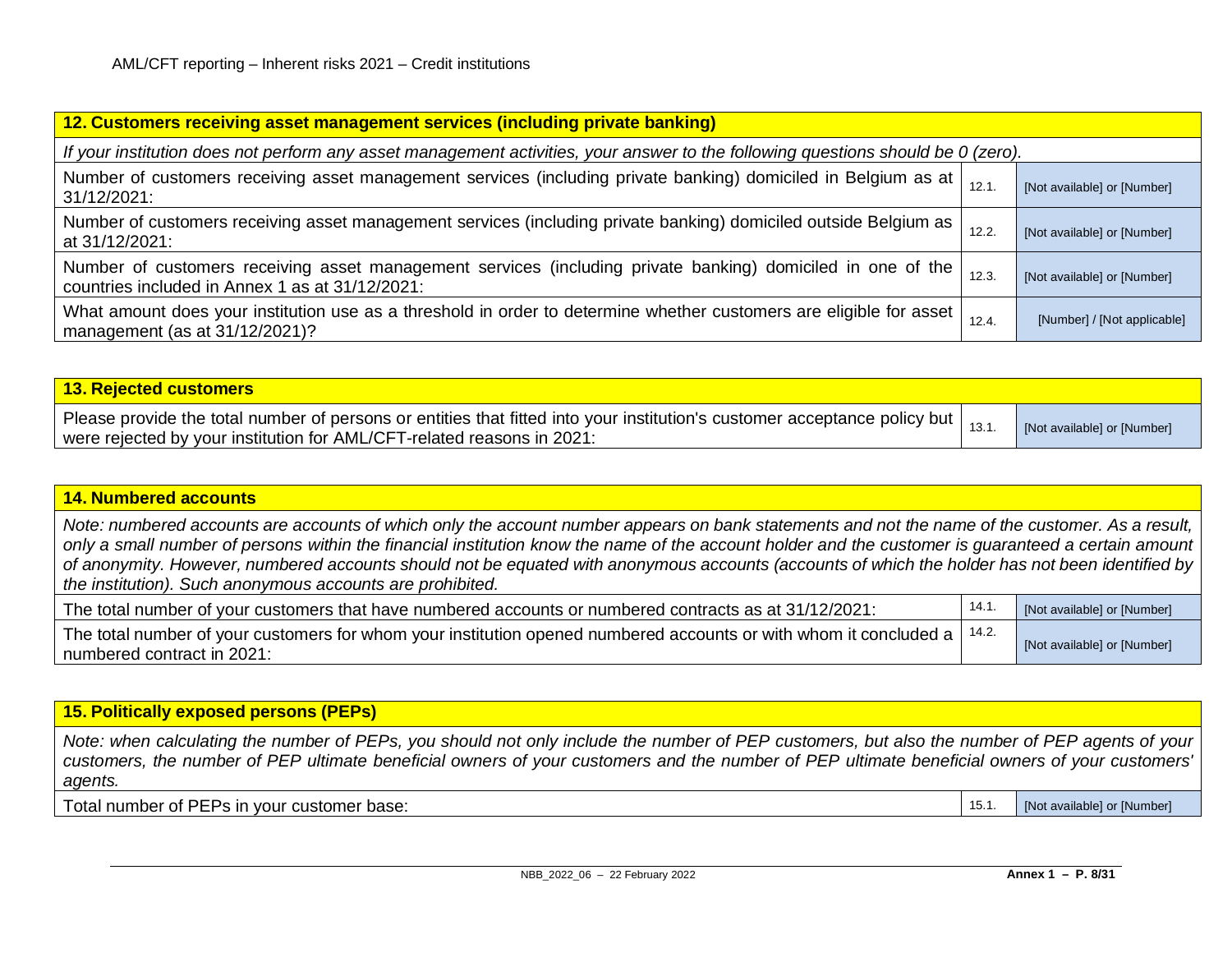| 12. Customers receiving asset management services (including private banking) | | |
|---|---|---|
| *If your institution does not perform any asset management activities, your answer to the following questions should be 0 (zero).* | | |
| Number of customers receiving asset management services (including private banking) domiciled in Belgium as at 31/12/2021: | 12.1. | [Not available] or [Number] |
| Number of customers receiving asset management services (including private banking) domiciled outside Belgium as at 31/12/2021: | 12.2. | [Not available] or [Number] |
| Number of customers receiving asset management services (including private banking) domiciled in one of the countries included in Annex 1 as at 31/12/2021: | 12.3. | [Not available] or [Number] |
| What amount does your institution use as a threshold in order to determine whether customers are eligible for asset management (as at 31/12/2021)? | 12.4. | [Number] / [Not applicable] |

| 13. Rejected customers | | |
|---|---|---|
| Please provide the total number of persons or entities that fitted into your institution's customer acceptance policy but were rejected by your institution for AML/CFT-related reasons in 2021: | 13.1. | [Not available] or [Number] |

| 14. Numbered accounts | | |
|---|---|---|
| *Note: numbered accounts are accounts of which only the account number appears on bank statements and not the name of the customer. As a result, only a small number of persons within the financial institution know the name of the account holder and the customer is guaranteed a certain amount of anonymity. However, numbered accounts should not be equated with anonymous accounts (accounts of which the holder has not been identified by the institution). Such anonymous accounts are prohibited.* | | |
| The total number of your customers that have numbered accounts or numbered contracts as at 31/12/2021: | 14.1. | [Not available] or [Number] |
| The total number of your customers for whom your institution opened numbered accounts or with whom it concluded a numbered contract in 2021: | 14.2. | [Not available] or [Number] |

| 15. Politically exposed persons (PEPs) | | |
|---|---|---|
| *Note: when calculating the number of PEPs, you should not only include the number of PEP customers, but also the number of PEP agents of your customers, the number of PEP ultimate beneficial owners of your customers and the number of PEP ultimate beneficial owners of your customers' agents.* | | |
| Total number of PEPs in your customer base: | 15.1. | [Not available] or [Number] |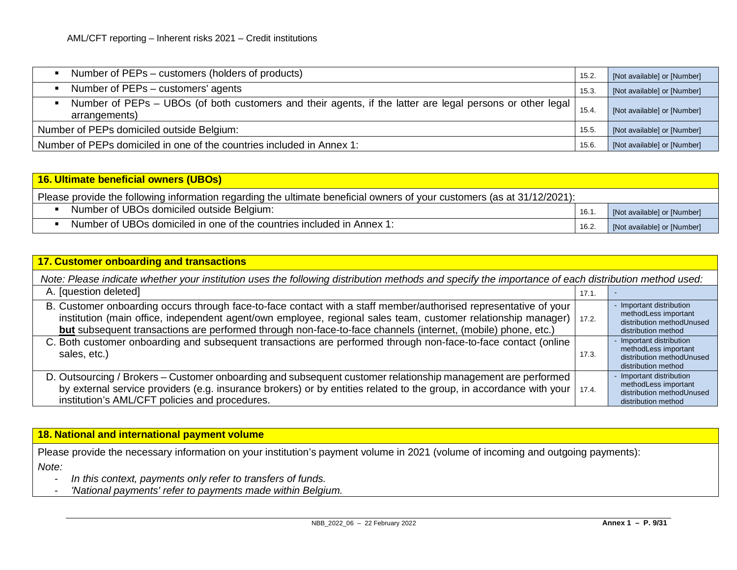| | | |
|---|---|---|
| ▪ Number of PEPs – customers (holders of products) | 15.2. | [Not available] or [Number] |
| ▪ Number of PEPs – customers' agents | 15.3. | [Not available] or [Number] |
| ▪ Number of PEPs – UBOs (of both customers and their agents, if the latter are legal persons or other legal arrangements) | 15.4. | [Not available] or [Number] |
| Number of PEPs domiciled outside Belgium: | 15.5. | [Not available] or [Number] |
| Number of PEPs domiciled in one of the countries included in Annex 1: | 15.6. | [Not available] or [Number] |

| **16. Ultimate beneficial owners (UBOs)** | | |
|---|---|---|
| Please provide the following information regarding the ultimate beneficial owners of your customers (as at 31/12/2021): | | |
| ▪ Number of UBOs domiciled outside Belgium: | 16.1. | [Not available] or [Number] |
| ▪ Number of UBOs domiciled in one of the countries included in Annex 1: | 16.2. | [Not available] or [Number] |

| **17. Customer onboarding and transactions** | | |
|---|---|---|
| *Note: Please indicate whether your institution uses the following distribution methods and specify the importance of each distribution method used:* | | |
| A. [question deleted] | 17.1. | - |
| B. Customer onboarding occurs through face-to-face contact with a staff member/authorised representative of your institution (main office, independent agent/own employee, regional sales team, customer relationship manager) **but** subsequent transactions are performed through non-face-to-face channels (internet, (mobile) phone, etc.) | 17.2. | - Important distribution methodLess important distribution methodUnused distribution method |
| C. Both customer onboarding and subsequent transactions are performed through non-face-to-face contact (online sales, etc.) | 17.3. | - Important distribution methodLess important distribution methodUnused distribution method |
| D. Outsourcing / Brokers – Customer onboarding and subsequent customer relationship management are performed by external service providers (e.g. insurance brokers) or by entities related to the group, in accordance with your institution's AML/CFT policies and procedures. | 17.4. | - Important distribution methodLess important distribution methodUnused distribution method |

| **18. National and international payment volume** |
|---|
| Please provide the necessary information on your institution's payment volume in 2021 (volume of incoming and outgoing payments):<br>*Note:*<br>- *In this context, payments only refer to transfers of funds.*<br>- *'National payments' refer to payments made within Belgium.* |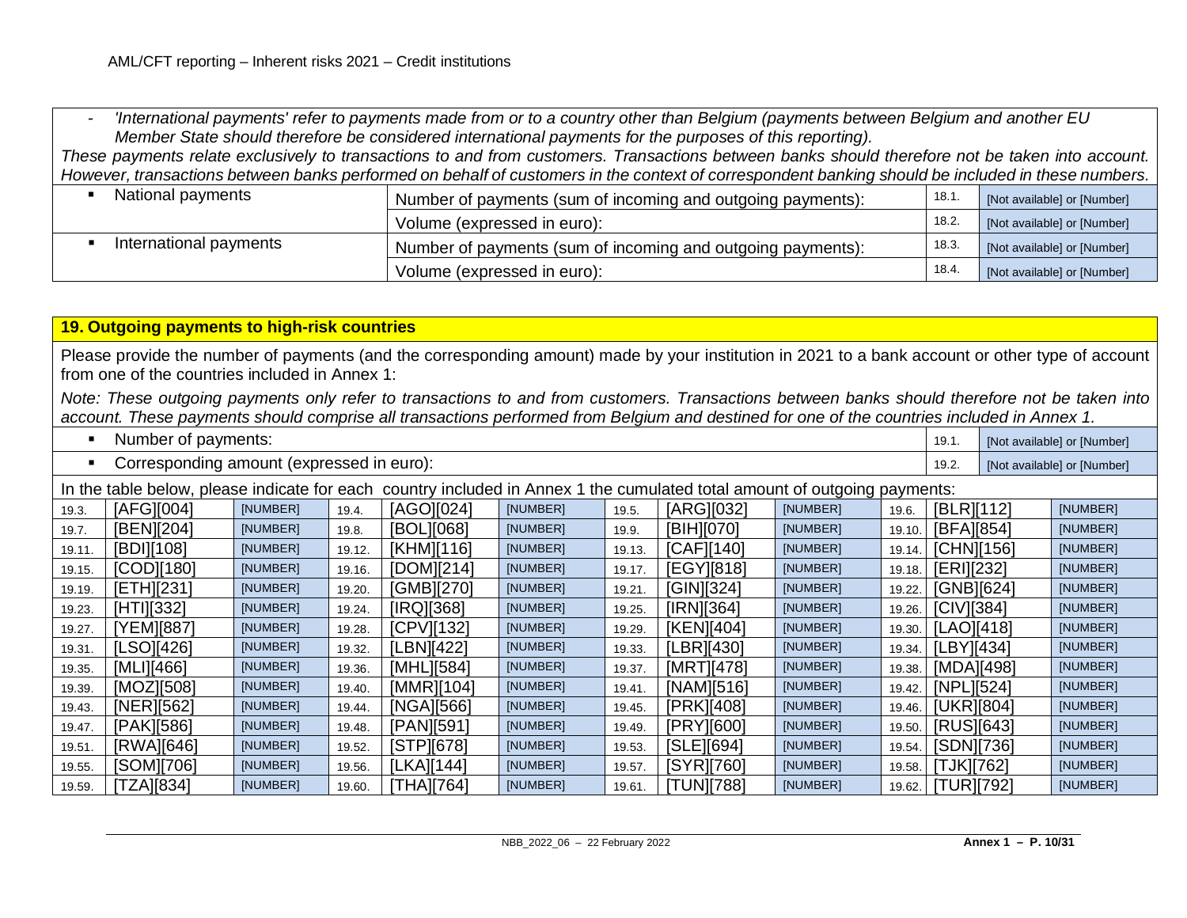- *'International payments' refer to payments made from or to a country other than Belgium (payments between Belgium and another EU Member State should therefore be considered international payments for the purposes of this reporting).*

*These payments relate exclusively to transactions to and from customers. Transactions between banks should therefore not be taken into account. However, transactions between banks performed on behalf of customers in the context of correspondent banking should be included in these numbers.*

| | | | |
|---|---|---|---|
| ▪ National payments | Number of payments (sum of incoming and outgoing payments): | 18.1. | [Not available] or [Number] |
| | Volume (expressed in euro): | 18.2. | [Not available] or [Number] |
| ▪ International payments | Number of payments (sum of incoming and outgoing payments): | 18.3. | [Not available] or [Number] |
| | Volume (expressed in euro): | 18.4. | [Not available] or [Number] |

## 19. Outgoing payments to high-risk countries

Please provide the number of payments (and the corresponding amount) made by your institution in 2021 to a bank account or other type of account from one of the countries included in Annex 1:

*Note: These outgoing payments only refer to transactions to and from customers. Transactions between banks should therefore not be taken into account. These payments should comprise all transactions performed from Belgium and destined for one of the countries included in Annex 1.*

| | | |
|---|---|---|
| ▪ Number of payments: | 19.1. | [Not available] or [Number] |
| ▪ Corresponding amount (expressed in euro): | 19.2. | [Not available] or [Number] |

In the table below, please indicate for each country included in Annex 1 the cumulated total amount of outgoing payments:

| | | | | | | | | | | | |
|---|---|---|---|---|---|---|---|---|---|---|---|
| 19.3. | [AFG][004] | [NUMBER] | 19.4. | [AGO][024] | [NUMBER] | 19.5. | [ARG][032] | [NUMBER] | 19.6. | [BLR][112] | [NUMBER] |
| 19.7. | [BEN][204] | [NUMBER] | 19.8. | [BOL][068] | [NUMBER] | 19.9. | [BIH][070] | [NUMBER] | 19.10. | [BFA][854] | [NUMBER] |
| 19.11. | [BDI][108] | [NUMBER] | 19.12. | [KHM][116] | [NUMBER] | 19.13. | [CAF][140] | [NUMBER] | 19.14. | [CHN][156] | [NUMBER] |
| 19.15. | [COD][180] | [NUMBER] | 19.16. | [DOM][214] | [NUMBER] | 19.17. | [EGY][818] | [NUMBER] | 19.18. | [ERI][232] | [NUMBER] |
| 19.19. | [ETH][231] | [NUMBER] | 19.20. | [GMB][270] | [NUMBER] | 19.21. | [GIN][324] | [NUMBER] | 19.22. | [GNB][624] | [NUMBER] |
| 19.23. | [HTI][332] | [NUMBER] | 19.24. | [IRQ][368] | [NUMBER] | 19.25. | [IRN][364] | [NUMBER] | 19.26. | [CIV][384] | [NUMBER] |
| 19.27. | [YEM][887] | [NUMBER] | 19.28. | [CPV][132] | [NUMBER] | 19.29. | [KEN][404] | [NUMBER] | 19.30. | [LAO][418] | [NUMBER] |
| 19.31. | [LSO][426] | [NUMBER] | 19.32. | [LBN][422] | [NUMBER] | 19.33. | [LBR][430] | [NUMBER] | 19.34. | [LBY][434] | [NUMBER] |
| 19.35. | [MLI][466] | [NUMBER] | 19.36. | [MHL][584] | [NUMBER] | 19.37. | [MRT][478] | [NUMBER] | 19.38. | [MDA][498] | [NUMBER] |
| 19.39. | [MOZ][508] | [NUMBER] | 19.40. | [MMR][104] | [NUMBER] | 19.41. | [NAM][516] | [NUMBER] | 19.42. | [NPL][524] | [NUMBER] |
| 19.43. | [NER][562] | [NUMBER] | 19.44. | [NGA][566] | [NUMBER] | 19.45. | [PRK][408] | [NUMBER] | 19.46. | [UKR][804] | [NUMBER] |
| 19.47. | [PAK][586] | [NUMBER] | 19.48. | [PAN][591] | [NUMBER] | 19.49. | [PRY][600] | [NUMBER] | 19.50. | [RUS][643] | [NUMBER] |
| 19.51. | [RWA][646] | [NUMBER] | 19.52. | [STP][678] | [NUMBER] | 19.53. | [SLE][694] | [NUMBER] | 19.54. | [SDN][736] | [NUMBER] |
| 19.55. | [SOM][706] | [NUMBER] | 19.56. | [LKA][144] | [NUMBER] | 19.57. | [SYR][760] | [NUMBER] | 19.58. | [TJK][762] | [NUMBER] |
| 19.59. | [TZA][834] | [NUMBER] | 19.60. | [THA][764] | [NUMBER] | 19.61. | [TUN][788] | [NUMBER] | 19.62. | [TUR][792] | [NUMBER] |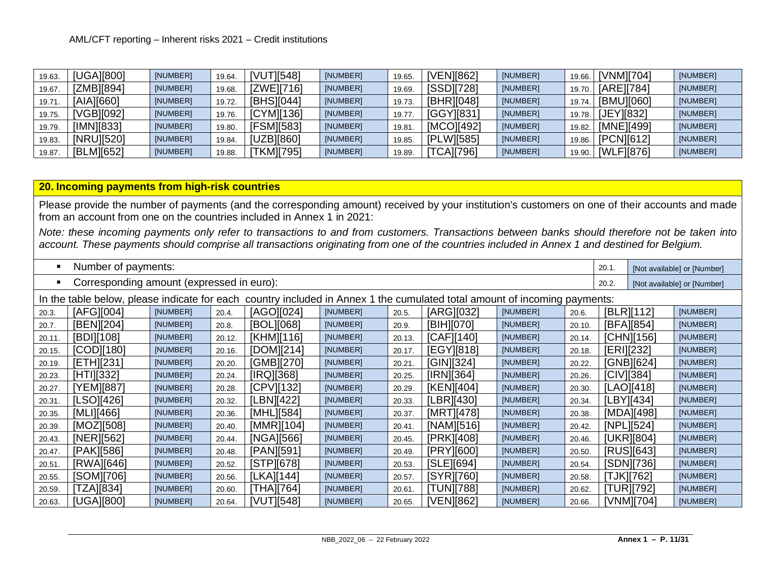| | | | | | | | | | | | |
|---|---|---|---|---|---|---|---|---|---|---|---|
| 19.63. | [UGA][800] | [NUMBER] | 19.64. | [VUT][548] | [NUMBER] | 19.65. | [VEN][862] | [NUMBER] | 19.66. | [VNM][704] | [NUMBER] |
| 19.67. | [ZMB][894] | [NUMBER] | 19.68. | [ZWE][716] | [NUMBER] | 19.69. | [SSD][728] | [NUMBER] | 19.70. | [ARE][784] | [NUMBER] |
| 19.71. | [AIA][660] | [NUMBER] | 19.72. | [BHS][044] | [NUMBER] | 19.73. | [BHR][048] | [NUMBER] | 19.74. | [BMU][060] | [NUMBER] |
| 19.75. | [VGB][092] | [NUMBER] | 19.76. | [CYM][136] | [NUMBER] | 19.77. | [GGY][831] | [NUMBER] | 19.78. | [JEY][832] | [NUMBER] |
| 19.79. | [IMN][833] | [NUMBER] | 19.80. | [FSM][583] | [NUMBER] | 19.81. | [MCO][492] | [NUMBER] | 19.82. | [MNE][499] | [NUMBER] |
| 19.83. | [NRU][520] | [NUMBER] | 19.84. | [UZB][860] | [NUMBER] | 19.85. | [PLW][585] | [NUMBER] | 19.86. | [PCN][612] | [NUMBER] |
| 19.87. | [BLM][652] | [NUMBER] | 19.88. | [TKM][795] | [NUMBER] | 19.89. | [TCA][796] | [NUMBER] | 19.90. | [WLF][876] | [NUMBER] |

## 20. Incoming payments from high-risk countries

Please provide the number of payments (and the corresponding amount) received by your institution's customers on one of their accounts and made from an account from one on the countries included in Annex 1 in 2021:

*Note: these incoming payments only refer to transactions to and from customers. Transactions between banks should therefore not be taken into account. These payments should comprise all transactions originating from one of the countries included in Annex 1 and destined for Belgium.*

| | | |
|---|---|---|
| ▪ Number of payments: | 20.1. | [Not available] or [Number] |
| ▪ Corresponding amount (expressed in euro): | 20.2. | [Not available] or [Number] |

In the table below, please indicate for each country included in Annex 1 the cumulated total amount of incoming payments:

| | | | | | | | | | | | |
|---|---|---|---|---|---|---|---|---|---|---|---|
| 20.3. | [AFG][004] | [NUMBER] | 20.4. | [AGO][024] | [NUMBER] | 20.5. | [ARG][032] | [NUMBER] | 20.6. | [BLR][112] | [NUMBER] |
| 20.7. | [BEN][204] | [NUMBER] | 20.8. | [BOL][068] | [NUMBER] | 20.9. | [BIH][070] | [NUMBER] | 20.10. | [BFA][854] | [NUMBER] |
| 20.11. | [BDI][108] | [NUMBER] | 20.12. | [KHM][116] | [NUMBER] | 20.13. | [CAF][140] | [NUMBER] | 20.14. | [CHN][156] | [NUMBER] |
| 20.15. | [COD][180] | [NUMBER] | 20.16. | [DOM][214] | [NUMBER] | 20.17. | [EGY][818] | [NUMBER] | 20.18. | [ERI][232] | [NUMBER] |
| 20.19. | [ETH][231] | [NUMBER] | 20.20. | [GMB][270] | [NUMBER] | 20.21. | [GIN][324] | [NUMBER] | 20.22. | [GNB][624] | [NUMBER] |
| 20.23. | [HTI][332] | [NUMBER] | 20.24. | [IRQ][368] | [NUMBER] | 20.25. | [IRN][364] | [NUMBER] | 20.26. | [CIV][384] | [NUMBER] |
| 20.27. | [YEM][887] | [NUMBER] | 20.28. | [CPV][132] | [NUMBER] | 20.29. | [KEN][404] | [NUMBER] | 20.30. | [LAO][418] | [NUMBER] |
| 20.31. | [LSO][426] | [NUMBER] | 20.32. | [LBN][422] | [NUMBER] | 20.33. | [LBR][430] | [NUMBER] | 20.34. | [LBY][434] | [NUMBER] |
| 20.35. | [MLI][466] | [NUMBER] | 20.36. | [MHL][584] | [NUMBER] | 20.37. | [MRT][478] | [NUMBER] | 20.38. | [MDA][498] | [NUMBER] |
| 20.39. | [MOZ][508] | [NUMBER] | 20.40. | [MMR][104] | [NUMBER] | 20.41. | [NAM][516] | [NUMBER] | 20.42. | [NPL][524] | [NUMBER] |
| 20.43. | [NER][562] | [NUMBER] | 20.44. | [NGA][566] | [NUMBER] | 20.45. | [PRK][408] | [NUMBER] | 20.46. | [UKR][804] | [NUMBER] |
| 20.47. | [PAK][586] | [NUMBER] | 20.48. | [PAN][591] | [NUMBER] | 20.49. | [PRY][600] | [NUMBER] | 20.50. | [RUS][643] | [NUMBER] |
| 20.51. | [RWA][646] | [NUMBER] | 20.52. | [STP][678] | [NUMBER] | 20.53. | [SLE][694] | [NUMBER] | 20.54. | [SDN][736] | [NUMBER] |
| 20.55. | [SOM][706] | [NUMBER] | 20.56. | [LKA][144] | [NUMBER] | 20.57. | [SYR][760] | [NUMBER] | 20.58. | [TJK][762] | [NUMBER] |
| 20.59. | [TZA][834] | [NUMBER] | 20.60. | [THA][764] | [NUMBER] | 20.61. | [TUN][788] | [NUMBER] | 20.62. | [TUR][792] | [NUMBER] |
| 20.63. | [UGA][800] | [NUMBER] | 20.64. | [VUT][548] | [NUMBER] | 20.65. | [VEN][862] | [NUMBER] | 20.66. | [VNM][704] | [NUMBER] |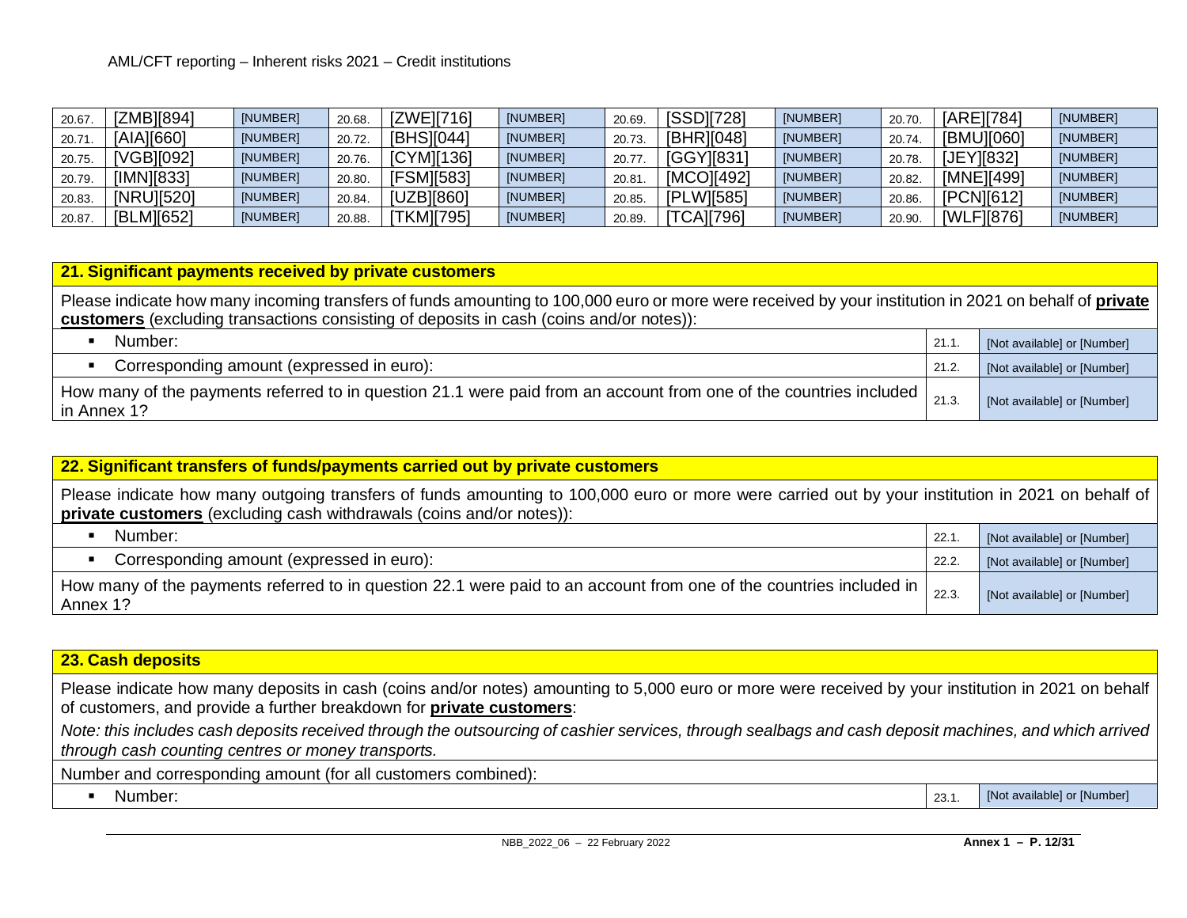| | | | | | | | | | | |
|---|---|---|---|---|---|---|---|---|---|---|
| 20.67. | [ZMB][894] | [NUMBER] | 20.68. | [ZWE][716] | [NUMBER] | 20.69. | [SSD][728] | [NUMBER] | 20.70. | [ARE][784] | [NUMBER] |
| 20.71. | [AIA][660] | [NUMBER] | 20.72. | [BHS][044] | [NUMBER] | 20.73. | [BHR][048] | [NUMBER] | 20.74. | [BMU][060] | [NUMBER] |
| 20.75. | [VGB][092] | [NUMBER] | 20.76. | [CYM][136] | [NUMBER] | 20.77. | [GGY][831] | [NUMBER] | 20.78. | [JEY][832] | [NUMBER] |
| 20.79. | [IMN][833] | [NUMBER] | 20.80. | [FSM][583] | [NUMBER] | 20.81. | [MCO][492] | [NUMBER] | 20.82. | [MNE][499] | [NUMBER] |
| 20.83. | [NRU][520] | [NUMBER] | 20.84. | [UZB][860] | [NUMBER] | 20.85. | [PLW][585] | [NUMBER] | 20.86. | [PCN][612] | [NUMBER] |
| 20.87. | [BLM][652] | [NUMBER] | 20.88. | [TKM][795] | [NUMBER] | 20.89. | [TCA][796] | [NUMBER] | 20.90. | [WLF][876] | [NUMBER] |

## 21. Significant payments received by private customers

Please indicate how many incoming transfers of funds amounting to 100,000 euro or more were received by your institution in 2021 on behalf of **private customers** (excluding transactions consisting of deposits in cash (coins and/or notes)):

| | | |
|---|---|---|
| ▪ Number: | 21.1. | [Not available] or [Number] |
| ▪ Corresponding amount (expressed in euro): | 21.2. | [Not available] or [Number] |
| How many of the payments referred to in question 21.1 were paid from an account from one of the countries included in Annex 1? | 21.3. | [Not available] or [Number] |

## 22. Significant transfers of funds/payments carried out by private customers

Please indicate how many outgoing transfers of funds amounting to 100,000 euro or more were carried out by your institution in 2021 on behalf of **private customers** (excluding cash withdrawals (coins and/or notes)):

| | | |
|---|---|---|
| ▪ Number: | 22.1. | [Not available] or [Number] |
| ▪ Corresponding amount (expressed in euro): | 22.2. | [Not available] or [Number] |
| How many of the payments referred to in question 22.1 were paid to an account from one of the countries included in Annex 1? | 22.3. | [Not available] or [Number] |

## 23. Cash deposits

Please indicate how many deposits in cash (coins and/or notes) amounting to 5,000 euro or more were received by your institution in 2021 on behalf of customers, and provide a further breakdown for **private customers**:

*Note: this includes cash deposits received through the outsourcing of cashier services, through sealbags and cash deposit machines, and which arrived through cash counting centres or money transports.*

Number and corresponding amount (for all customers combined):

| | | |
|---|---|---|
| ▪ Number: | 23.1. | [Not available] or [Number] |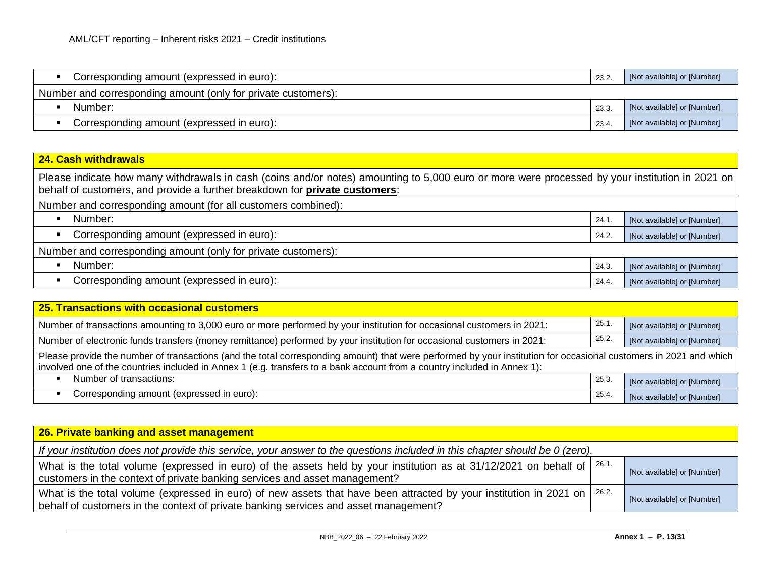| | | |
|---|---|---|
| ▪ Corresponding amount (expressed in euro): | 23.2. | [Not available] or [Number] |
| Number and corresponding amount (only for private customers): | | |
| ▪ Number: | 23.3. | [Not available] or [Number] |
| ▪ Corresponding amount (expressed in euro): | 23.4. | [Not available] or [Number] |

| **24. Cash withdrawals** | | |
|---|---|---|
| Please indicate how many withdrawals in cash (coins and/or notes) amounting to 5,000 euro or more were processed by your institution in 2021 on behalf of customers, and provide a further breakdown for **private customers**: | | |
| Number and corresponding amount (for all customers combined): | | |
| ▪ Number: | 24.1. | [Not available] or [Number] |
| ▪ Corresponding amount (expressed in euro): | 24.2. | [Not available] or [Number] |
| Number and corresponding amount (only for private customers): | | |
| ▪ Number: | 24.3. | [Not available] or [Number] |
| ▪ Corresponding amount (expressed in euro): | 24.4. | [Not available] or [Number] |

| **25. Transactions with occasional customers** | | |
|---|---|---|
| Number of transactions amounting to 3,000 euro or more performed by your institution for occasional customers in 2021: | 25.1. | [Not available] or [Number] |
| Number of electronic funds transfers (money remittance) performed by your institution for occasional customers in 2021: | 25.2. | [Not available] or [Number] |
| Please provide the number of transactions (and the total corresponding amount) that were performed by your institution for occasional customers in 2021 and which involved one of the countries included in Annex 1 (e.g. transfers to a bank account from a country included in Annex 1): | | |
| ▪ Number of transactions: | 25.3. | [Not available] or [Number] |
| ▪ Corresponding amount (expressed in euro): | 25.4. | [Not available] or [Number] |

| **26. Private banking and asset management** | | |
|---|---|---|
| *If your institution does not provide this service, your answer to the questions included in this chapter should be 0 (zero).* | | |
| What is the total volume (expressed in euro) of the assets held by your institution as at 31/12/2021 on behalf of customers in the context of private banking services and asset management? | 26.1. | [Not available] or [Number] |
| What is the total volume (expressed in euro) of new assets that have been attracted by your institution in 2021 on behalf of customers in the context of private banking services and asset management? | 26.2. | [Not available] or [Number] |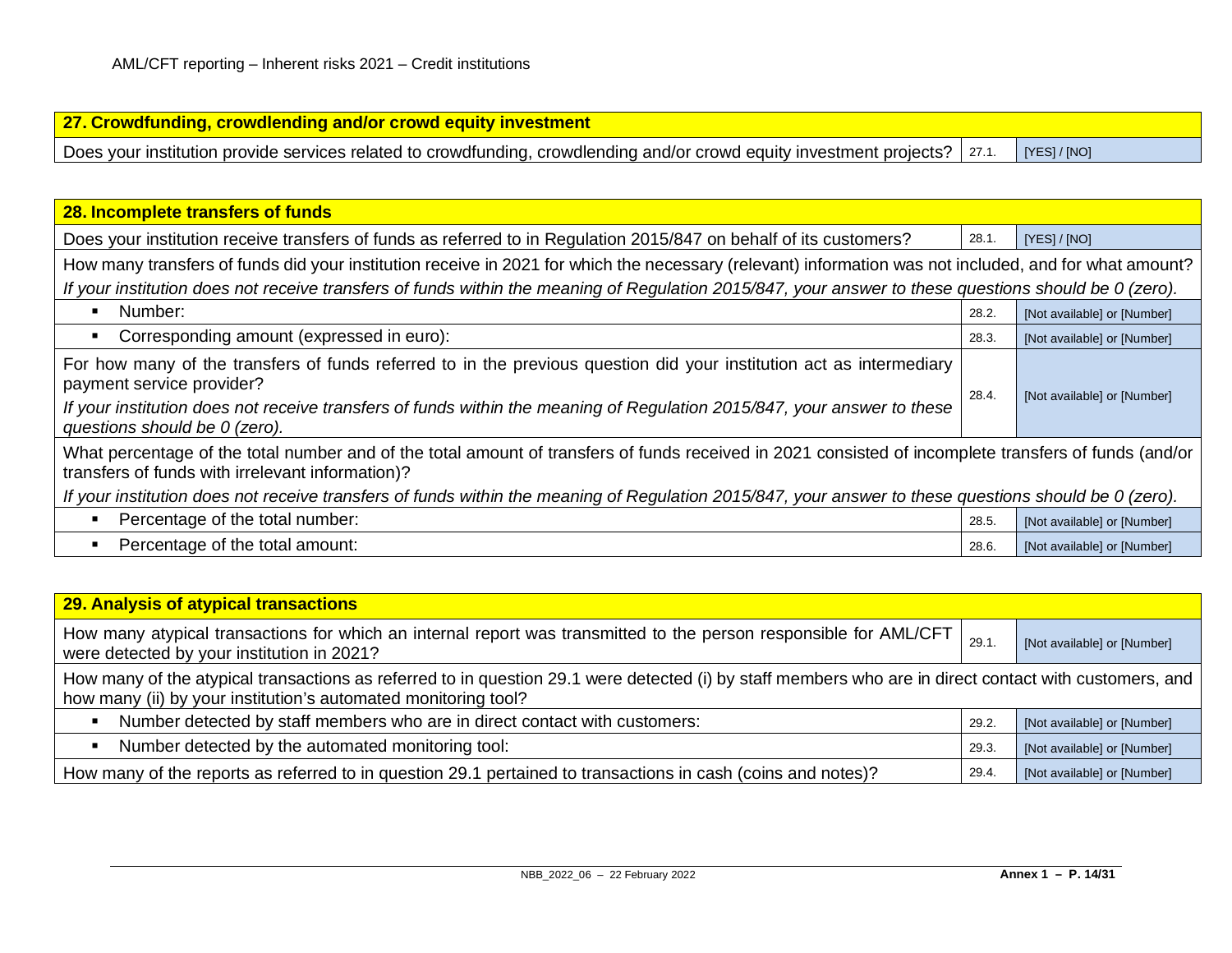| 27. Crowdfunding, crowdlending and/or crowd equity investment | | |
|---|---|---|
| Does your institution provide services related to crowdfunding, crowdlending and/or crowd equity investment projects? | 27.1. | [YES] / [NO] |

| 28. Incomplete transfers of funds | | |
|---|---|---|
| Does your institution receive transfers of funds as referred to in Regulation 2015/847 on behalf of its customers? | 28.1. | [YES] / [NO] |
| How many transfers of funds did your institution receive in 2021 for which the necessary (relevant) information was not included, and for what amount?<br>*If your institution does not receive transfers of funds within the meaning of Regulation 2015/847, your answer to these questions should be 0 (zero).* | | |
| ▪ Number: | 28.2. | [Not available] or [Number] |
| ▪ Corresponding amount (expressed in euro): | 28.3. | [Not available] or [Number] |
| For how many of the transfers of funds referred to in the previous question did your institution act as intermediary payment service provider?<br>*If your institution does not receive transfers of funds within the meaning of Regulation 2015/847, your answer to these questions should be 0 (zero).* | 28.4. | [Not available] or [Number] |
| What percentage of the total number and of the total amount of transfers of funds received in 2021 consisted of incomplete transfers of funds (and/or transfers of funds with irrelevant information)?<br>*If your institution does not receive transfers of funds within the meaning of Regulation 2015/847, your answer to these questions should be 0 (zero).* | | |
| ▪ Percentage of the total number: | 28.5. | [Not available] or [Number] |
| ▪ Percentage of the total amount: | 28.6. | [Not available] or [Number] |

| 29. Analysis of atypical transactions | | |
|---|---|---|
| How many atypical transactions for which an internal report was transmitted to the person responsible for AML/CFT were detected by your institution in 2021? | 29.1. | [Not available] or [Number] |
| How many of the atypical transactions as referred to in question 29.1 were detected (i) by staff members who are in direct contact with customers, and how many (ii) by your institution's automated monitoring tool? | | |
| ▪ Number detected by staff members who are in direct contact with customers: | 29.2. | [Not available] or [Number] |
| ▪ Number detected by the automated monitoring tool: | 29.3. | [Not available] or [Number] |
| How many of the reports as referred to in question 29.1 pertained to transactions in cash (coins and notes)? | 29.4. | [Not available] or [Number] |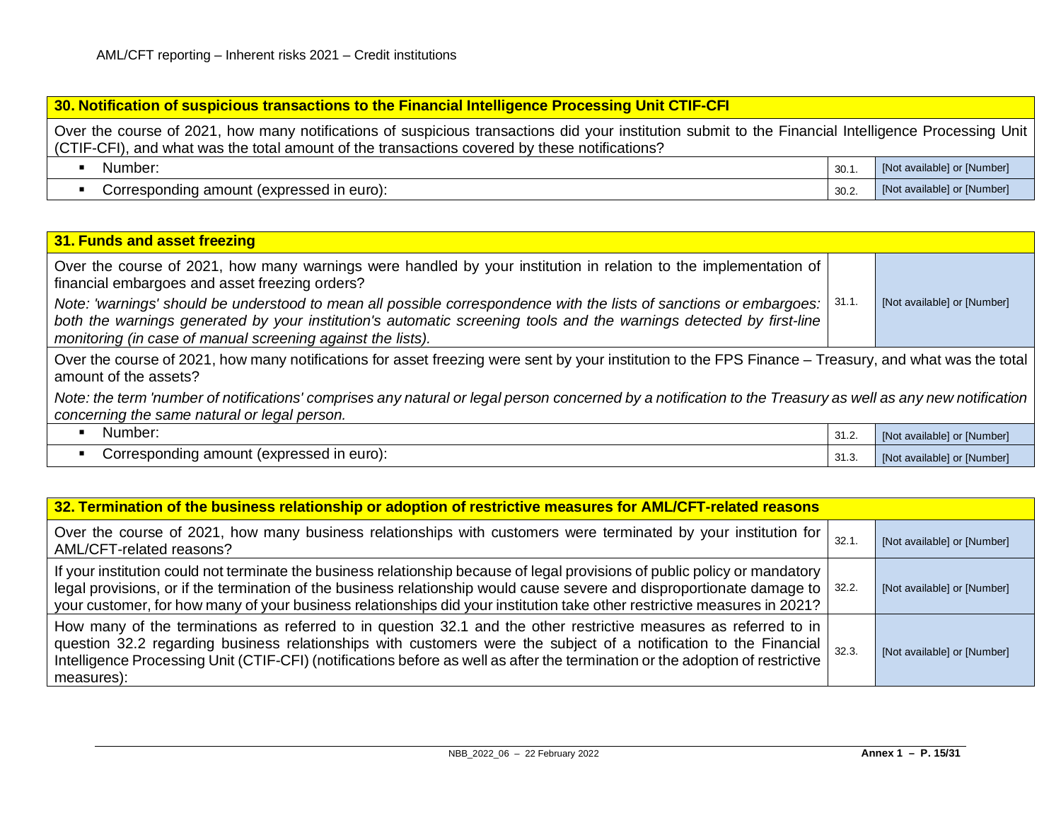## 30. Notification of suspicious transactions to the Financial Intelligence Processing Unit CTIF-CFI

Over the course of 2021, how many notifications of suspicious transactions did your institution submit to the Financial Intelligence Processing Unit (CTIF-CFI), and what was the total amount of the transactions covered by these notifications?

| | | |
|---|---|---|
| ▪ Number: | 30.1. | [Not available] or [Number] |
| ▪ Corresponding amount (expressed in euro): | 30.2. | [Not available] or [Number] |

## 31. Funds and asset freezing

| | | |
|---|---|---|
| Over the course of 2021, how many warnings were handled by your institution in relation to the implementation of financial embargoes and asset freezing orders?<br>*Note: 'warnings' should be understood to mean all possible correspondence with the lists of sanctions or embargoes: both the warnings generated by your institution's automatic screening tools and the warnings detected by first-line monitoring (in case of manual screening against the lists).* | 31.1. | [Not available] or [Number] |

Over the course of 2021, how many notifications for asset freezing were sent by your institution to the FPS Finance – Treasury, and what was the total amount of the assets?

*Note: the term 'number of notifications' comprises any natural or legal person concerned by a notification to the Treasury as well as any new notification concerning the same natural or legal person.*

| | | |
|---|---|---|
| ▪ Number: | 31.2. | [Not available] or [Number] |
| ▪ Corresponding amount (expressed in euro): | 31.3. | [Not available] or [Number] |

## 32. Termination of the business relationship or adoption of restrictive measures for AML/CFT-related reasons

| | | |
|---|---|---|
| Over the course of 2021, how many business relationships with customers were terminated by your institution for AML/CFT-related reasons? | 32.1. | [Not available] or [Number] |
| If your institution could not terminate the business relationship because of legal provisions of public policy or mandatory legal provisions, or if the termination of the business relationship would cause severe and disproportionate damage to your customer, for how many of your business relationships did your institution take other restrictive measures in 2021? | 32.2. | [Not available] or [Number] |
| How many of the terminations as referred to in question 32.1 and the other restrictive measures as referred to in question 32.2 regarding business relationships with customers were the subject of a notification to the Financial Intelligence Processing Unit (CTIF-CFI) (notifications before as well as after the termination or the adoption of restrictive measures): | 32.3. | [Not available] or [Number] |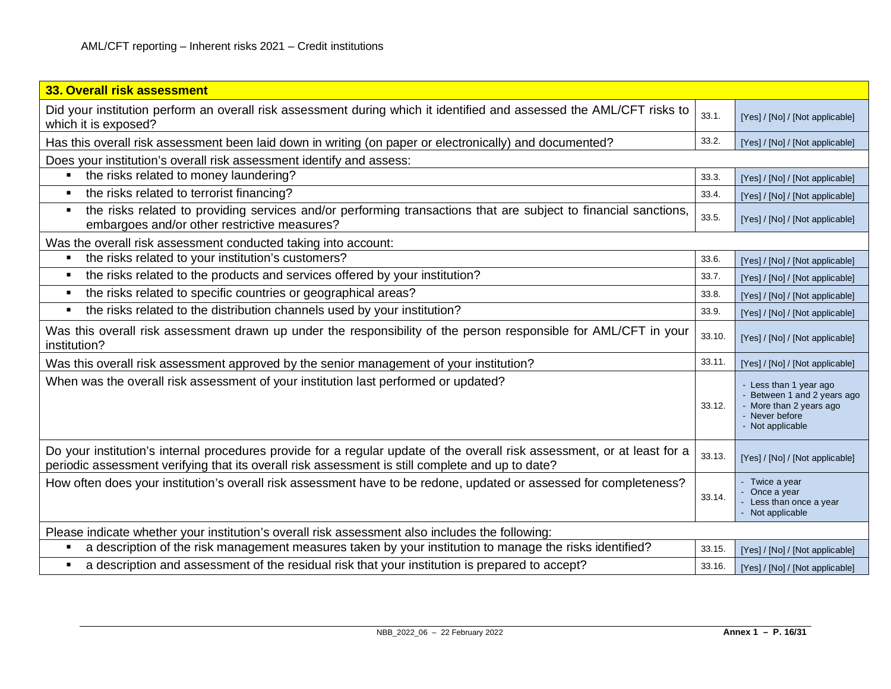| 33. Overall risk assessment | | |
|---|---|---|
| Did your institution perform an overall risk assessment during which it identified and assessed the AML/CFT risks to which it is exposed? | 33.1. | [Yes] / [No] / [Not applicable] |
| Has this overall risk assessment been laid down in writing (on paper or electronically) and documented? | 33.2. | [Yes] / [No] / [Not applicable] |
| Does your institution's overall risk assessment identify and assess: | | |
| ▪ the risks related to money laundering? | 33.3. | [Yes] / [No] / [Not applicable] |
| ▪ the risks related to terrorist financing? | 33.4. | [Yes] / [No] / [Not applicable] |
| ▪ the risks related to providing services and/or performing transactions that are subject to financial sanctions, embargoes and/or other restrictive measures? | 33.5. | [Yes] / [No] / [Not applicable] |
| Was the overall risk assessment conducted taking into account: | | |
| ▪ the risks related to your institution's customers? | 33.6. | [Yes] / [No] / [Not applicable] |
| ▪ the risks related to the products and services offered by your institution? | 33.7. | [Yes] / [No] / [Not applicable] |
| ▪ the risks related to specific countries or geographical areas? | 33.8. | [Yes] / [No] / [Not applicable] |
| ▪ the risks related to the distribution channels used by your institution? | 33.9. | [Yes] / [No] / [Not applicable] |
| Was this overall risk assessment drawn up under the responsibility of the person responsible for AML/CFT in your institution? | 33.10. | [Yes] / [No] / [Not applicable] |
| Was this overall risk assessment approved by the senior management of your institution? | 33.11. | [Yes] / [No] / [Not applicable] |
| When was the overall risk assessment of your institution last performed or updated? | 33.12. | - Less than 1 year ago<br>- Between 1 and 2 years ago<br>- More than 2 years ago<br>- Never before<br>- Not applicable |
| Do your institution's internal procedures provide for a regular update of the overall risk assessment, or at least for a periodic assessment verifying that its overall risk assessment is still complete and up to date? | 33.13. | [Yes] / [No] / [Not applicable] |
| How often does your institution's overall risk assessment have to be redone, updated or assessed for completeness? | 33.14. | - Twice a year<br>- Once a year<br>- Less than once a year<br>- Not applicable |
| Please indicate whether your institution's overall risk assessment also includes the following: | | |
| ▪ a description of the risk management measures taken by your institution to manage the risks identified? | 33.15. | [Yes] / [No] / [Not applicable] |
| ▪ a description and assessment of the residual risk that your institution is prepared to accept? | 33.16. | [Yes] / [No] / [Not applicable] |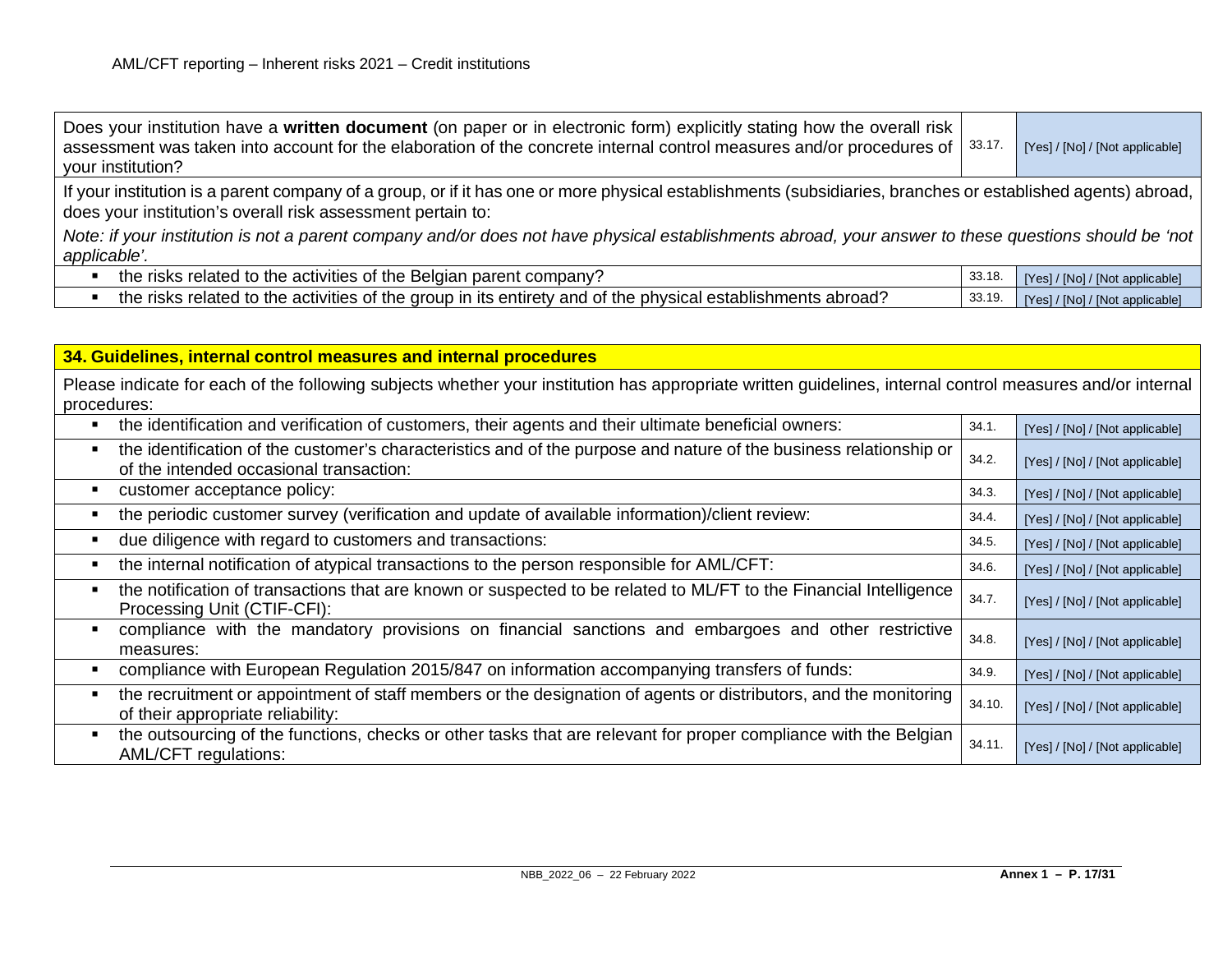| Question | No. | Answer |
| --- | --- | --- |
| Does your institution have a **written document** (on paper or in electronic form) explicitly stating how the overall risk assessment was taken into account for the elaboration of the concrete internal control measures and/or procedures of your institution? | 33.17. | [Yes] / [No] / [Not applicable] |
| If your institution is a parent company of a group, or if it has one or more physical establishments (subsidiaries, branches or established agents) abroad, does your institution's overall risk assessment pertain to: *Note: if your institution is not a parent company and/or does not have physical establishments abroad, your answer to these questions should be 'not applicable'.* | | |
| ▪ the risks related to the activities of the Belgian parent company? | 33.18. | [Yes] / [No] / [Not applicable] |
| ▪ the risks related to the activities of the group in its entirety and of the physical establishments abroad? | 33.19. | [Yes] / [No] / [Not applicable] |

## 34. Guidelines, internal control measures and internal procedures

| Question | No. | Answer |
| --- | --- | --- |
| Please indicate for each of the following subjects whether your institution has appropriate written guidelines, internal control measures and/or internal procedures: | | |
| ▪ the identification and verification of customers, their agents and their ultimate beneficial owners: | 34.1. | [Yes] / [No] / [Not applicable] |
| ▪ the identification of the customer's characteristics and of the purpose and nature of the business relationship or of the intended occasional transaction: | 34.2. | [Yes] / [No] / [Not applicable] |
| ▪ customer acceptance policy: | 34.3. | [Yes] / [No] / [Not applicable] |
| ▪ the periodic customer survey (verification and update of available information)/client review: | 34.4. | [Yes] / [No] / [Not applicable] |
| ▪ due diligence with regard to customers and transactions: | 34.5. | [Yes] / [No] / [Not applicable] |
| ▪ the internal notification of atypical transactions to the person responsible for AML/CFT: | 34.6. | [Yes] / [No] / [Not applicable] |
| ▪ the notification of transactions that are known or suspected to be related to ML/FT to the Financial Intelligence Processing Unit (CTIF-CFI): | 34.7. | [Yes] / [No] / [Not applicable] |
| ▪ compliance with the mandatory provisions on financial sanctions and embargoes and other restrictive measures: | 34.8. | [Yes] / [No] / [Not applicable] |
| ▪ compliance with European Regulation 2015/847 on information accompanying transfers of funds: | 34.9. | [Yes] / [No] / [Not applicable] |
| ▪ the recruitment or appointment of staff members or the designation of agents or distributors, and the monitoring of their appropriate reliability: | 34.10. | [Yes] / [No] / [Not applicable] |
| ▪ the outsourcing of the functions, checks or other tasks that are relevant for proper compliance with the Belgian AML/CFT regulations: | 34.11. | [Yes] / [No] / [Not applicable] |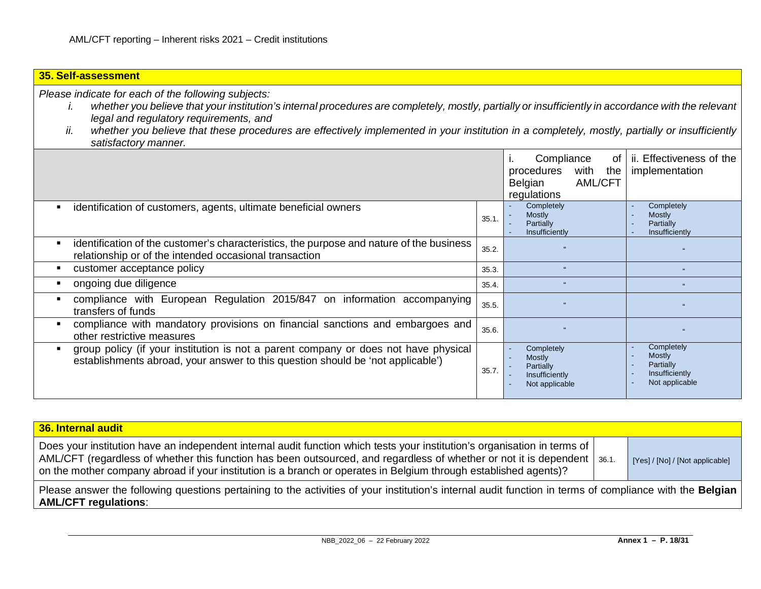## 35. Self-assessment

*Please indicate for each of the following subjects:*

1. *whether you believe that your institution's internal procedures are completely, mostly, partially or insufficiently in accordance with the relevant legal and regulatory requirements, and*
2. *whether you believe that these procedures are effectively implemented in your institution in a completely, mostly, partially or insufficiently satisfactory manner.*

| | | i. Compliance of procedures with the Belgian AML/CFT regulations | ii. Effectiveness of the implementation |
|---|---|---|---|
| ▪ identification of customers, agents, ultimate beneficial owners | 35.1. | - Completely<br>- Mostly<br>- Partially<br>- Insufficiently | - Completely<br>- Mostly<br>- Partially<br>- Insufficiently |
| ▪ identification of the customer's characteristics, the purpose and nature of the business relationship or of the intended occasional transaction | 35.2. | " | " |
| ▪ customer acceptance policy | 35.3. | " | " |
| ▪ ongoing due diligence | 35.4. | " | " |
| ▪ compliance with European Regulation 2015/847 on information accompanying transfers of funds | 35.5. | " | " |
| ▪ compliance with mandatory provisions on financial sanctions and embargoes and other restrictive measures | 35.6. | " | " |
| ▪ group policy (if your institution is not a parent company or does not have physical establishments abroad, your answer to this question should be 'not applicable') | 35.7. | - Completely<br>- Mostly<br>- Partially<br>- Insufficiently<br>- Not applicable | - Completely<br>- Mostly<br>- Partially<br>- Insufficiently<br>- Not applicable |

## 36. Internal audit

| | | |
|---|---|---|
| Does your institution have an independent internal audit function which tests your institution's organisation in terms of AML/CFT (regardless of whether this function has been outsourced, and regardless of whether or not it is dependent on the mother company abroad if your institution is a branch or operates in Belgium through established agents)? | 36.1. | [Yes] / [No] / [Not applicable] |

Please answer the following questions pertaining to the activities of your institution's internal audit function in terms of compliance with the **Belgian AML/CFT regulations**: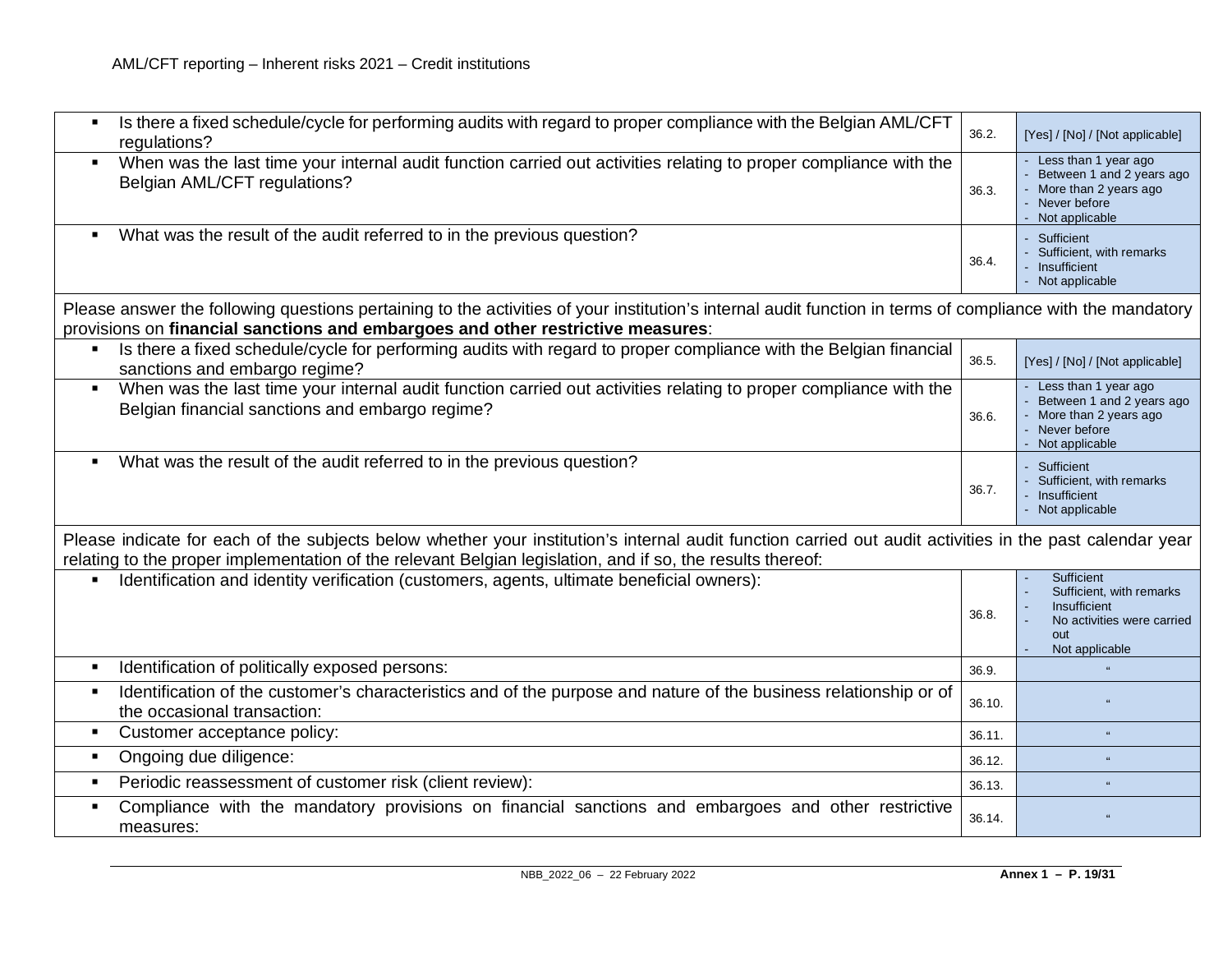| Question | No. | Answer |
|---|---|---|
| ▪ Is there a fixed schedule/cycle for performing audits with regard to proper compliance with the Belgian AML/CFT regulations? | 36.2. | [Yes] / [No] / [Not applicable] |
| ▪ When was the last time your internal audit function carried out activities relating to proper compliance with the Belgian AML/CFT regulations? | 36.3. | - Less than 1 year ago<br>- Between 1 and 2 years ago<br>- More than 2 years ago<br>- Never before<br>- Not applicable |
| ▪ What was the result of the audit referred to in the previous question? | 36.4. | - Sufficient<br>- Sufficient, with remarks<br>- Insufficient<br>- Not applicable |
| Please answer the following questions pertaining to the activities of your institution's internal audit function in terms of compliance with the mandatory provisions on **financial sanctions and embargoes and other restrictive measures**: | | |
| ▪ Is there a fixed schedule/cycle for performing audits with regard to proper compliance with the Belgian financial sanctions and embargo regime? | 36.5. | [Yes] / [No] / [Not applicable] |
| ▪ When was the last time your internal audit function carried out activities relating to proper compliance with the Belgian financial sanctions and embargo regime? | 36.6. | - Less than 1 year ago<br>- Between 1 and 2 years ago<br>- More than 2 years ago<br>- Never before<br>- Not applicable |
| ▪ What was the result of the audit referred to in the previous question? | 36.7. | - Sufficient<br>- Sufficient, with remarks<br>- Insufficient<br>- Not applicable |
| Please indicate for each of the subjects below whether your institution's internal audit function carried out audit activities in the past calendar year relating to the proper implementation of the relevant Belgian legislation, and if so, the results thereof: | | |
| ▪ Identification and identity verification (customers, agents, ultimate beneficial owners): | 36.8. | - Sufficient<br>- Sufficient, with remarks<br>- Insufficient<br>- No activities were carried out<br>- Not applicable |
| ▪ Identification of politically exposed persons: | 36.9. | " |
| ▪ Identification of the customer's characteristics and of the purpose and nature of the business relationship or of the occasional transaction: | 36.10. | " |
| ▪ Customer acceptance policy: | 36.11. | " |
| ▪ Ongoing due diligence: | 36.12. | " |
| ▪ Periodic reassessment of customer risk (client review): | 36.13. | " |
| ▪ Compliance with the mandatory provisions on financial sanctions and embargoes and other restrictive measures: | 36.14. | " |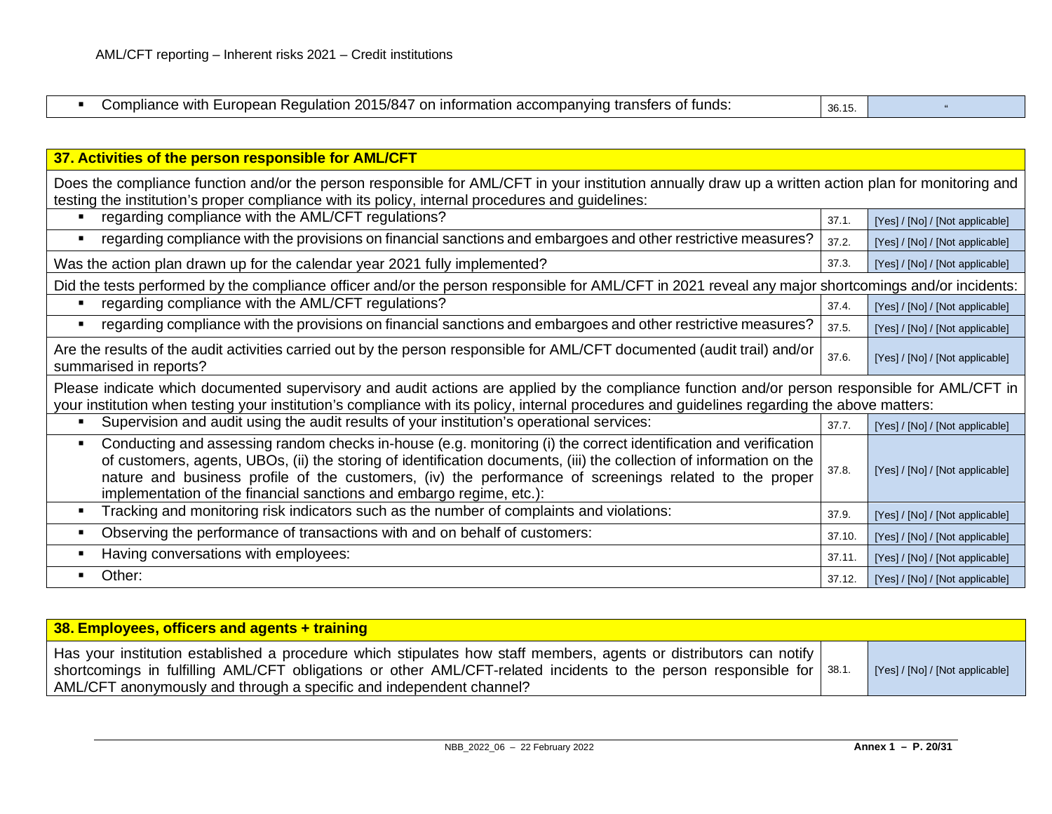| | | |
|---|---|---|
| ▪ Compliance with European Regulation 2015/847 on information accompanying transfers of funds: | 36.15. | " |

| **37. Activities of the person responsible for AML/CFT** | | |
|---|---|---|
| Does the compliance function and/or the person responsible for AML/CFT in your institution annually draw up a written action plan for monitoring and testing the institution's proper compliance with its policy, internal procedures and guidelines: | | |
| ▪ regarding compliance with the AML/CFT regulations? | 37.1. | [Yes] / [No] / [Not applicable] |
| ▪ regarding compliance with the provisions on financial sanctions and embargoes and other restrictive measures? | 37.2. | [Yes] / [No] / [Not applicable] |
| Was the action plan drawn up for the calendar year 2021 fully implemented? | 37.3. | [Yes] / [No] / [Not applicable] |
| Did the tests performed by the compliance officer and/or the person responsible for AML/CFT in 2021 reveal any major shortcomings and/or incidents: | | |
| ▪ regarding compliance with the AML/CFT regulations? | 37.4. | [Yes] / [No] / [Not applicable] |
| ▪ regarding compliance with the provisions on financial sanctions and embargoes and other restrictive measures? | 37.5. | [Yes] / [No] / [Not applicable] |
| Are the results of the audit activities carried out by the person responsible for AML/CFT documented (audit trail) and/or summarised in reports? | 37.6. | [Yes] / [No] / [Not applicable] |
| Please indicate which documented supervisory and audit actions are applied by the compliance function and/or person responsible for AML/CFT in your institution when testing your institution's compliance with its policy, internal procedures and guidelines regarding the above matters: | | |
| ▪ Supervision and audit using the audit results of your institution's operational services: | 37.7. | [Yes] / [No] / [Not applicable] |
| ▪ Conducting and assessing random checks in-house (e.g. monitoring (i) the correct identification and verification of customers, agents, UBOs, (ii) the storing of identification documents, (iii) the collection of information on the nature and business profile of the customers, (iv) the performance of screenings related to the proper implementation of the financial sanctions and embargo regime, etc.): | 37.8. | [Yes] / [No] / [Not applicable] |
| ▪ Tracking and monitoring risk indicators such as the number of complaints and violations: | 37.9. | [Yes] / [No] / [Not applicable] |
| ▪ Observing the performance of transactions with and on behalf of customers: | 37.10. | [Yes] / [No] / [Not applicable] |
| ▪ Having conversations with employees: | 37.11. | [Yes] / [No] / [Not applicable] |
| ▪ Other: | 37.12. | [Yes] / [No] / [Not applicable] |

| **38. Employees, officers and agents + training** | | |
|---|---|---|
| Has your institution established a procedure which stipulates how staff members, agents or distributors can notify shortcomings in fulfilling AML/CFT obligations or other AML/CFT-related incidents to the person responsible for AML/CFT anonymously and through a specific and independent channel? | 38.1. | [Yes] / [No] / [Not applicable] |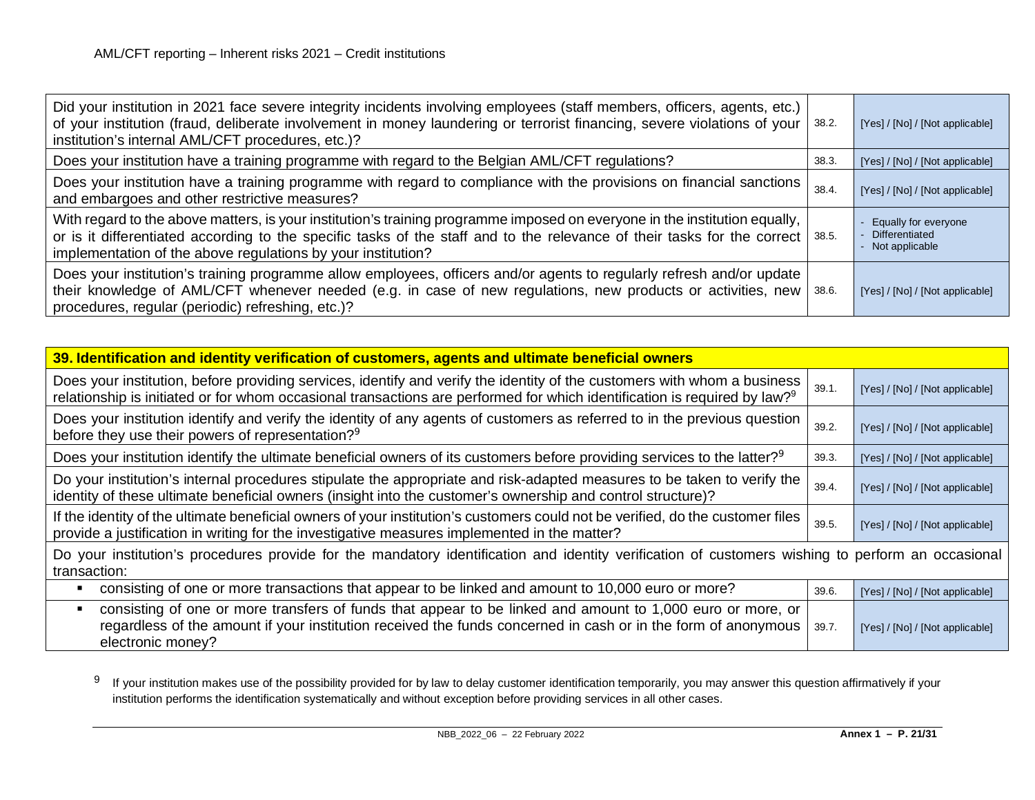| | | |
|---|---|---|
| Did your institution in 2021 face severe integrity incidents involving employees (staff members, officers, agents, etc.) of your institution (fraud, deliberate involvement in money laundering or terrorist financing, severe violations of your institution's internal AML/CFT procedures, etc.)? | 38.2. | [Yes] / [No] / [Not applicable] |
| Does your institution have a training programme with regard to the Belgian AML/CFT regulations? | 38.3. | [Yes] / [No] / [Not applicable] |
| Does your institution have a training programme with regard to compliance with the provisions on financial sanctions and embargoes and other restrictive measures? | 38.4. | [Yes] / [No] / [Not applicable] |
| With regard to the above matters, is your institution's training programme imposed on everyone in the institution equally, or is it differentiated according to the specific tasks of the staff and to the relevance of their tasks for the correct implementation of the above regulations by your institution? | 38.5. | - Equally for everyone<br>- Differentiated<br>- Not applicable |
| Does your institution's training programme allow employees, officers and/or agents to regularly refresh and/or update their knowledge of AML/CFT whenever needed (e.g. in case of new regulations, new products or activities, new procedures, regular (periodic) refreshing, etc.)? | 38.6. | [Yes] / [No] / [Not applicable] |

| **39. Identification and identity verification of customers, agents and ultimate beneficial owners** | | |
|---|---|---|
| Does your institution, before providing services, identify and verify the identity of the customers with whom a business relationship is initiated or for whom occasional transactions are performed for which identification is required by law?[9] | 39.1. | [Yes] / [No] / [Not applicable] |
| Does your institution identify and verify the identity of any agents of customers as referred to in the previous question before they use their powers of representation?[9] | 39.2. | [Yes] / [No] / [Not applicable] |
| Does your institution identify the ultimate beneficial owners of its customers before providing services to the latter?[9] | 39.3. | [Yes] / [No] / [Not applicable] |
| Do your institution's internal procedures stipulate the appropriate and risk-adapted measures to be taken to verify the identity of these ultimate beneficial owners (insight into the customer's ownership and control structure)? | 39.4. | [Yes] / [No] / [Not applicable] |
| If the identity of the ultimate beneficial owners of your institution's customers could not be verified, do the customer files provide a justification in writing for the investigative measures implemented in the matter? | 39.5. | [Yes] / [No] / [Not applicable] |
| Do your institution's procedures provide for the mandatory identification and identity verification of customers wishing to perform an occasional transaction: | | |
| ▪ consisting of one or more transactions that appear to be linked and amount to 10,000 euro or more? | 39.6. | [Yes] / [No] / [Not applicable] |
| ▪ consisting of one or more transfers of funds that appear to be linked and amount to 1,000 euro or more, or regardless of the amount if your institution received the funds concerned in cash or in the form of anonymous electronic money? | 39.7. | [Yes] / [No] / [Not applicable] |

[9] If your institution makes use of the possibility provided for by law to delay customer identification temporarily, you may answer this question affirmatively if your institution performs the identification systematically and without exception before providing services in all other cases.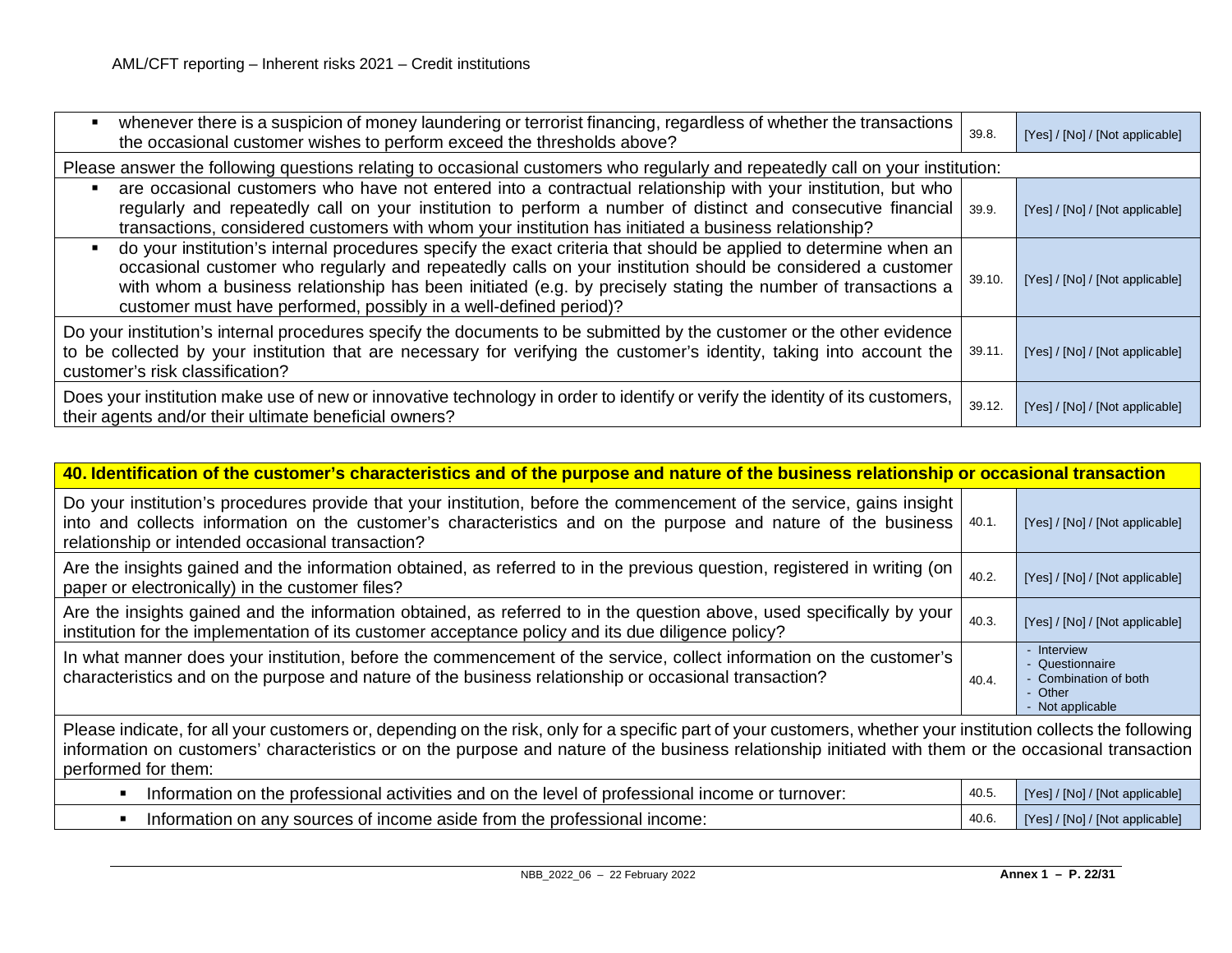| | | |
|---|---|---|
| ▪ whenever there is a suspicion of money laundering or terrorist financing, regardless of whether the transactions the occasional customer wishes to perform exceed the thresholds above? | 39.8. | [Yes] / [No] / [Not applicable] |
| Please answer the following questions relating to occasional customers who regularly and repeatedly call on your institution: | | |
| ▪ are occasional customers who have not entered into a contractual relationship with your institution, but who regularly and repeatedly call on your institution to perform a number of distinct and consecutive financial transactions, considered customers with whom your institution has initiated a business relationship? | 39.9. | [Yes] / [No] / [Not applicable] |
| ▪ do your institution's internal procedures specify the exact criteria that should be applied to determine when an occasional customer who regularly and repeatedly calls on your institution should be considered a customer with whom a business relationship has been initiated (e.g. by precisely stating the number of transactions a customer must have performed, possibly in a well-defined period)? | 39.10. | [Yes] / [No] / [Not applicable] |
| Do your institution's internal procedures specify the documents to be submitted by the customer or the other evidence to be collected by your institution that are necessary for verifying the customer's identity, taking into account the customer's risk classification? | 39.11. | [Yes] / [No] / [Not applicable] |
| Does your institution make use of new or innovative technology in order to identify or verify the identity of its customers, their agents and/or their ultimate beneficial owners? | 39.12. | [Yes] / [No] / [Not applicable] |

| **40. Identification of the customer's characteristics and of the purpose and nature of the business relationship or occasional transaction** | | |
|---|---|---|
| Do your institution's procedures provide that your institution, before the commencement of the service, gains insight into and collects information on the customer's characteristics and on the purpose and nature of the business relationship or intended occasional transaction? | 40.1. | [Yes] / [No] / [Not applicable] |
| Are the insights gained and the information obtained, as referred to in the previous question, registered in writing (on paper or electronically) in the customer files? | 40.2. | [Yes] / [No] / [Not applicable] |
| Are the insights gained and the information obtained, as referred to in the question above, used specifically by your institution for the implementation of its customer acceptance policy and its due diligence policy? | 40.3. | [Yes] / [No] / [Not applicable] |
| In what manner does your institution, before the commencement of the service, collect information on the customer's characteristics and on the purpose and nature of the business relationship or occasional transaction? | 40.4. | - Interview<br>- Questionnaire<br>- Combination of both<br>- Other<br>- Not applicable |
| Please indicate, for all your customers or, depending on the risk, only for a specific part of your customers, whether your institution collects the following information on customers' characteristics or on the purpose and nature of the business relationship initiated with them or the occasional transaction performed for them: | | |
| ▪ Information on the professional activities and on the level of professional income or turnover: | 40.5. | [Yes] / [No] / [Not applicable] |
| ▪ Information on any sources of income aside from the professional income: | 40.6. | [Yes] / [No] / [Not applicable] |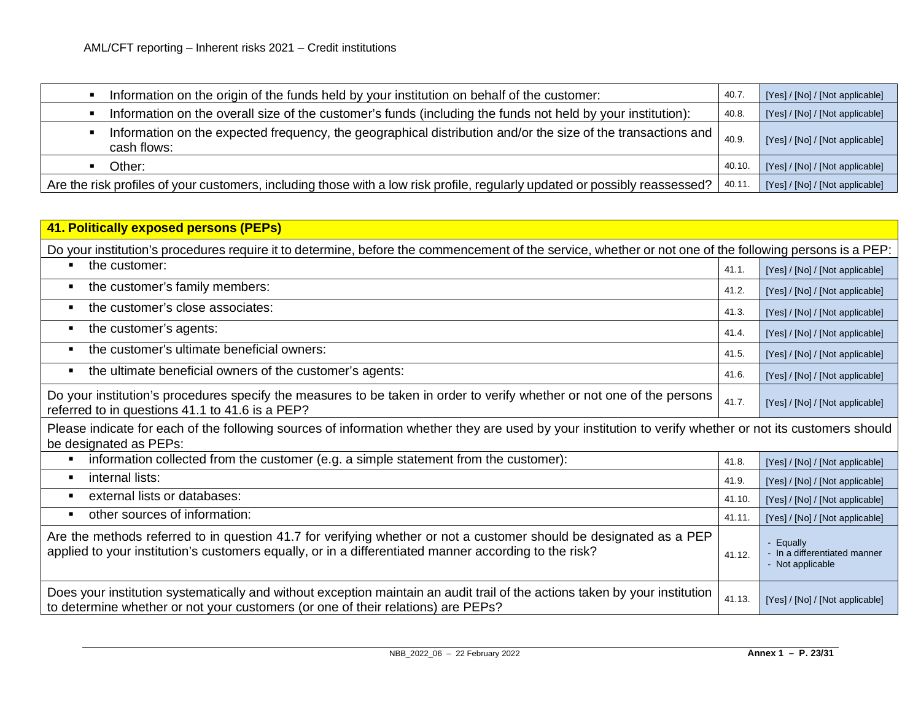| | | |
|---|---|---|
| ▪ Information on the origin of the funds held by your institution on behalf of the customer: | 40.7. | [Yes] / [No] / [Not applicable] |
| ▪ Information on the overall size of the customer's funds (including the funds not held by your institution): | 40.8. | [Yes] / [No] / [Not applicable] |
| ▪ Information on the expected frequency, the geographical distribution and/or the size of the transactions and cash flows: | 40.9. | [Yes] / [No] / [Not applicable] |
| ▪ Other: | 40.10. | [Yes] / [No] / [Not applicable] |
| Are the risk profiles of your customers, including those with a low risk profile, regularly updated or possibly reassessed? | 40.11. | [Yes] / [No] / [Not applicable] |

| **41. Politically exposed persons (PEPs)** | | |
|---|---|---|
| Do your institution's procedures require it to determine, before the commencement of the service, whether or not one of the following persons is a PEP: | | |
| ▪ the customer: | 41.1. | [Yes] / [No] / [Not applicable] |
| ▪ the customer's family members: | 41.2. | [Yes] / [No] / [Not applicable] |
| ▪ the customer's close associates: | 41.3. | [Yes] / [No] / [Not applicable] |
| ▪ the customer's agents: | 41.4. | [Yes] / [No] / [Not applicable] |
| ▪ the customer's ultimate beneficial owners: | 41.5. | [Yes] / [No] / [Not applicable] |
| ▪ the ultimate beneficial owners of the customer's agents: | 41.6. | [Yes] / [No] / [Not applicable] |
| Do your institution's procedures specify the measures to be taken in order to verify whether or not one of the persons referred to in questions 41.1 to 41.6 is a PEP? | 41.7. | [Yes] / [No] / [Not applicable] |
| Please indicate for each of the following sources of information whether they are used by your institution to verify whether or not its customers should be designated as PEPs: | | |
| ▪ information collected from the customer (e.g. a simple statement from the customer): | 41.8. | [Yes] / [No] / [Not applicable] |
| ▪ internal lists: | 41.9. | [Yes] / [No] / [Not applicable] |
| ▪ external lists or databases: | 41.10. | [Yes] / [No] / [Not applicable] |
| ▪ other sources of information: | 41.11. | [Yes] / [No] / [Not applicable] |
| Are the methods referred to in question 41.7 for verifying whether or not a customer should be designated as a PEP applied to your institution's customers equally, or in a differentiated manner according to the risk? | 41.12. | - Equally<br>- In a differentiated manner<br>- Not applicable |
| Does your institution systematically and without exception maintain an audit trail of the actions taken by your institution to determine whether or not your customers (or one of their relations) are PEPs? | 41.13. | [Yes] / [No] / [Not applicable] |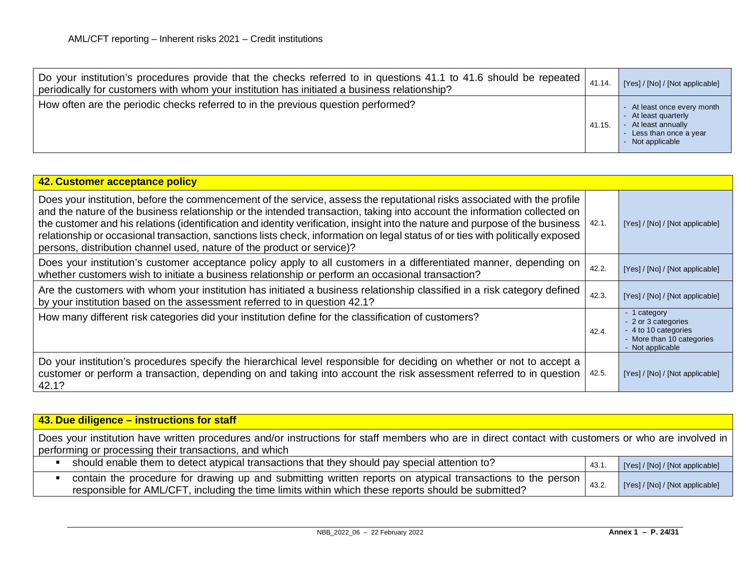| | | |
|---|---|---|
| Do your institution's procedures provide that the checks referred to in questions 41.1 to 41.6 should be repeated periodically for customers with whom your institution has initiated a business relationship? | 41.14. | [Yes] / [No] / [Not applicable] |
| How often are the periodic checks referred to in the previous question performed? | 41.15. | - At least once every month<br>- At least quarterly<br>- At least annually<br>- Less than once a year<br>- Not applicable |

| **42. Customer acceptance policy** | | |
|---|---|---|
| Does your institution, before the commencement of the service, assess the reputational risks associated with the profile and the nature of the business relationship or the intended transaction, taking into account the information collected on the customer and his relations (identification and identity verification, insight into the nature and purpose of the business relationship or occasional transaction, sanctions lists check, information on legal status of or ties with politically exposed persons, distribution channel used, nature of the product or service)? | 42.1. | [Yes] / [No] / [Not applicable] |
| Does your institution's customer acceptance policy apply to all customers in a differentiated manner, depending on whether customers wish to initiate a business relationship or perform an occasional transaction? | 42.2. | [Yes] / [No] / [Not applicable] |
| Are the customers with whom your institution has initiated a business relationship classified in a risk category defined by your institution based on the assessment referred to in question 42.1? | 42.3. | [Yes] / [No] / [Not applicable] |
| How many different risk categories did your institution define for the classification of customers? | 42.4. | - 1 category<br>- 2 or 3 categories<br>- 4 to 10 categories<br>- More than 10 categories<br>- Not applicable |
| Do your institution's procedures specify the hierarchical level responsible for deciding on whether or not to accept a customer or perform a transaction, depending on and taking into account the risk assessment referred to in question 42.1? | 42.5. | [Yes] / [No] / [Not applicable] |

| **43. Due diligence – instructions for staff** | | |
|---|---|---|
| Does your institution have written procedures and/or instructions for staff members who are in direct contact with customers or who are involved in performing or processing their transactions, and which | | |
| ▪ should enable them to detect atypical transactions that they should pay special attention to? | 43.1. | [Yes] / [No] / [Not applicable] |
| ▪ contain the procedure for drawing up and submitting written reports on atypical transactions to the person responsible for AML/CFT, including the time limits within which these reports should be submitted? | 43.2. | [Yes] / [No] / [Not applicable] |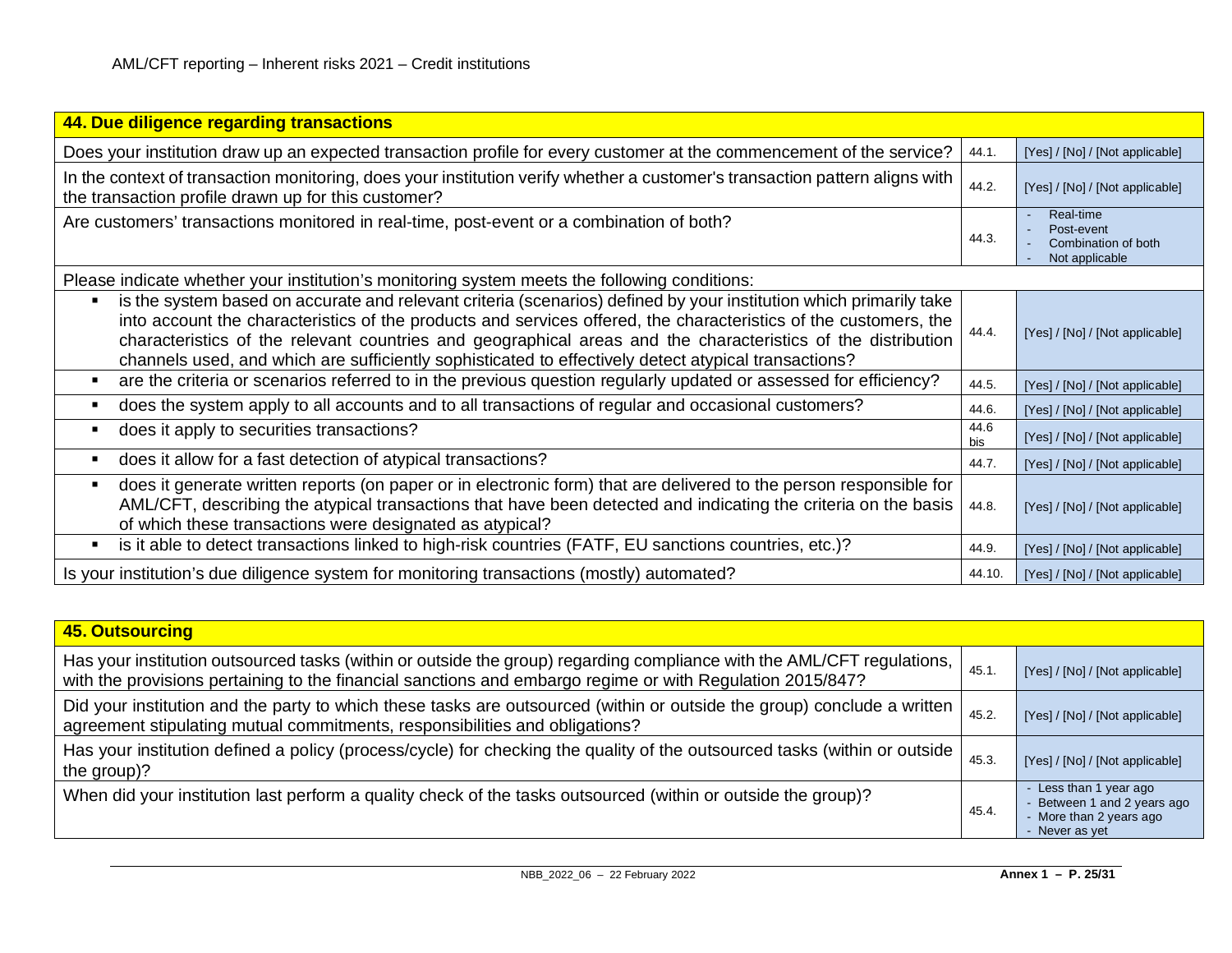| 44. Due diligence regarding transactions | | |
|---|---|---|
| Does your institution draw up an expected transaction profile for every customer at the commencement of the service? | 44.1. | [Yes] / [No] / [Not applicable] |
| In the context of transaction monitoring, does your institution verify whether a customer's transaction pattern aligns with the transaction profile drawn up for this customer? | 44.2. | [Yes] / [No] / [Not applicable] |
| Are customers' transactions monitored in real-time, post-event or a combination of both? | 44.3. | - Real-time<br>- Post-event<br>- Combination of both<br>- Not applicable |
| Please indicate whether your institution's monitoring system meets the following conditions: | | |
| ▪ is the system based on accurate and relevant criteria (scenarios) defined by your institution which primarily take into account the characteristics of the products and services offered, the characteristics of the customers, the characteristics of the relevant countries and geographical areas and the characteristics of the distribution channels used, and which are sufficiently sophisticated to effectively detect atypical transactions? | 44.4. | [Yes] / [No] / [Not applicable] |
| ▪ are the criteria or scenarios referred to in the previous question regularly updated or assessed for efficiency? | 44.5. | [Yes] / [No] / [Not applicable] |
| ▪ does the system apply to all accounts and to all transactions of regular and occasional customers? | 44.6. | [Yes] / [No] / [Not applicable] |
| ▪ does it apply to securities transactions? | 44.6 bis | [Yes] / [No] / [Not applicable] |
| ▪ does it allow for a fast detection of atypical transactions? | 44.7. | [Yes] / [No] / [Not applicable] |
| ▪ does it generate written reports (on paper or in electronic form) that are delivered to the person responsible for AML/CFT, describing the atypical transactions that have been detected and indicating the criteria on the basis of which these transactions were designated as atypical? | 44.8. | [Yes] / [No] / [Not applicable] |
| ▪ is it able to detect transactions linked to high-risk countries (FATF, EU sanctions countries, etc.)? | 44.9. | [Yes] / [No] / [Not applicable] |
| Is your institution's due diligence system for monitoring transactions (mostly) automated? | 44.10. | [Yes] / [No] / [Not applicable] |

| 45. Outsourcing | | |
|---|---|---|
| Has your institution outsourced tasks (within or outside the group) regarding compliance with the AML/CFT regulations, with the provisions pertaining to the financial sanctions and embargo regime or with Regulation 2015/847? | 45.1. | [Yes] / [No] / [Not applicable] |
| Did your institution and the party to which these tasks are outsourced (within or outside the group) conclude a written agreement stipulating mutual commitments, responsibilities and obligations? | 45.2. | [Yes] / [No] / [Not applicable] |
| Has your institution defined a policy (process/cycle) for checking the quality of the outsourced tasks (within or outside the group)? | 45.3. | [Yes] / [No] / [Not applicable] |
| When did your institution last perform a quality check of the tasks outsourced (within or outside the group)? | 45.4. | - Less than 1 year ago<br>- Between 1 and 2 years ago<br>- More than 2 years ago<br>- Never as yet |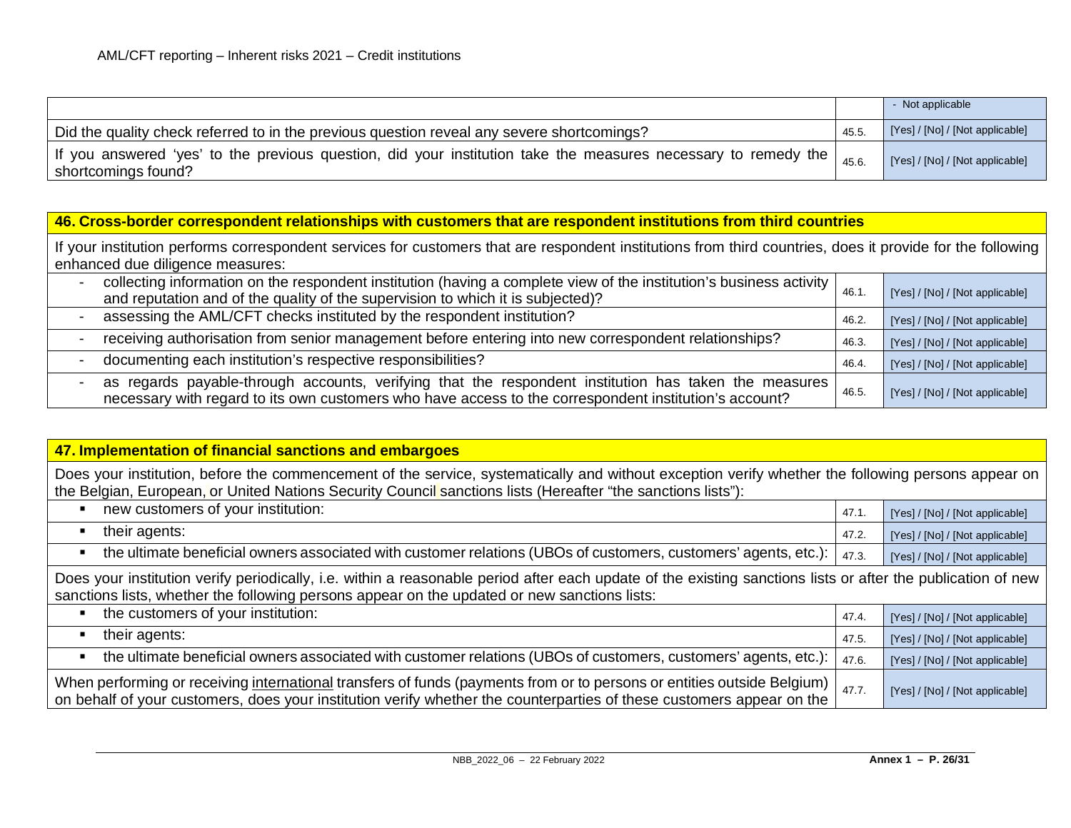| | | |
|---|---|---|
| | | - Not applicable |
| Did the quality check referred to in the previous question reveal any severe shortcomings? | 45.5. | [Yes] / [No] / [Not applicable] |
| If you answered 'yes' to the previous question, did your institution take the measures necessary to remedy the shortcomings found? | 45.6. | [Yes] / [No] / [Not applicable] |

| **46. Cross-border correspondent relationships with customers that are respondent institutions from third countries** | | |
|---|---|---|
| If your institution performs correspondent services for customers that are respondent institutions from third countries, does it provide for the following enhanced due diligence measures: | | |
| - collecting information on the respondent institution (having a complete view of the institution's business activity and reputation and of the quality of the supervision to which it is subjected)? | 46.1. | [Yes] / [No] / [Not applicable] |
| - assessing the AML/CFT checks instituted by the respondent institution? | 46.2. | [Yes] / [No] / [Not applicable] |
| - receiving authorisation from senior management before entering into new correspondent relationships? | 46.3. | [Yes] / [No] / [Not applicable] |
| - documenting each institution's respective responsibilities? | 46.4. | [Yes] / [No] / [Not applicable] |
| - as regards payable-through accounts, verifying that the respondent institution has taken the measures necessary with regard to its own customers who have access to the correspondent institution's account? | 46.5. | [Yes] / [No] / [Not applicable] |

| **47. Implementation of financial sanctions and embargoes** | | |
|---|---|---|
| Does your institution, before the commencement of the service, systematically and without exception verify whether the following persons appear on the Belgian, European, or United Nations Security Council sanctions lists (Hereafter "the sanctions lists"): | | |
| ▪ new customers of your institution: | 47.1. | [Yes] / [No] / [Not applicable] |
| ▪ their agents: | 47.2. | [Yes] / [No] / [Not applicable] |
| ▪ the ultimate beneficial owners associated with customer relations (UBOs of customers, customers' agents, etc.): | 47.3. | [Yes] / [No] / [Not applicable] |
| Does your institution verify periodically, i.e. within a reasonable period after each update of the existing sanctions lists or after the publication of new sanctions lists, whether the following persons appear on the updated or new sanctions lists: | | |
| ▪ the customers of your institution: | 47.4. | [Yes] / [No] / [Not applicable] |
| ▪ their agents: | 47.5. | [Yes] / [No] / [Not applicable] |
| ▪ the ultimate beneficial owners associated with customer relations (UBOs of customers, customers' agents, etc.): | 47.6. | [Yes] / [No] / [Not applicable] |
| When performing or receiving international transfers of funds (payments from or to persons or entities outside Belgium) on behalf of your customers, does your institution verify whether the counterparties of these customers appear on the | 47.7. | [Yes] / [No] / [Not applicable] |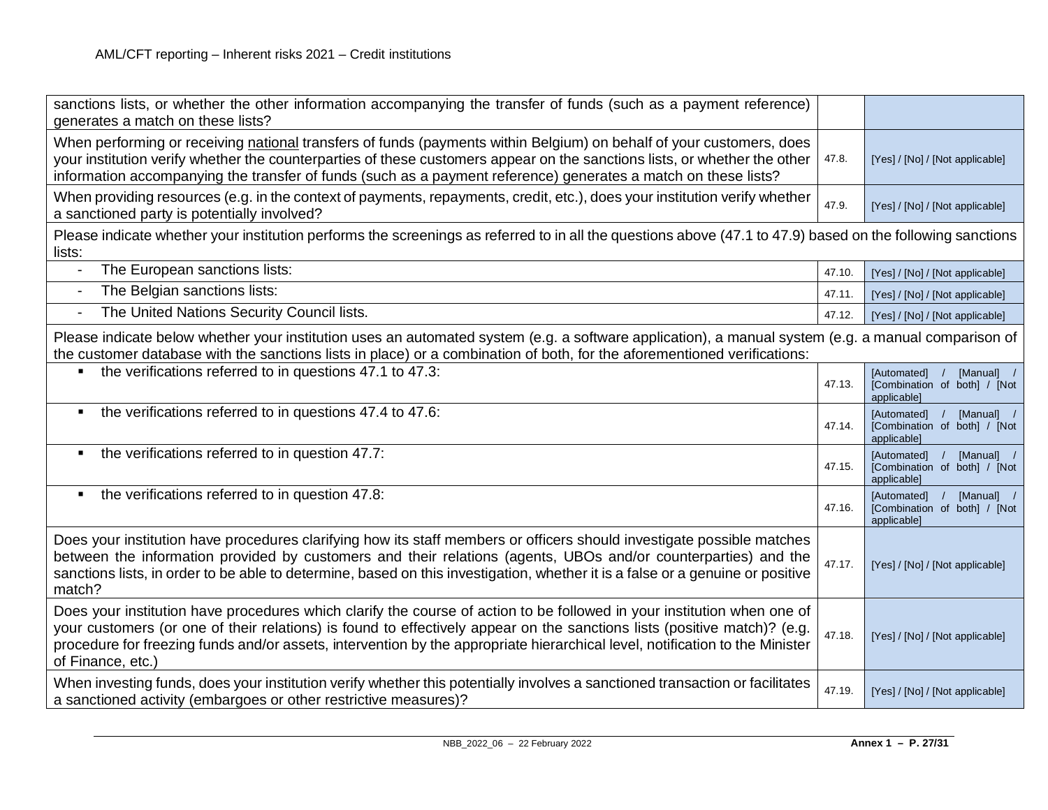| | | |
|---|---|---|
| sanctions lists, or whether the other information accompanying the transfer of funds (such as a payment reference) generates a match on these lists? | | |
| When performing or receiving national transfers of funds (payments within Belgium) on behalf of your customers, does your institution verify whether the counterparties of these customers appear on the sanctions lists, or whether the other information accompanying the transfer of funds (such as a payment reference) generates a match on these lists? | 47.8. | [Yes] / [No] / [Not applicable] |
| When providing resources (e.g. in the context of payments, repayments, credit, etc.), does your institution verify whether a sanctioned party is potentially involved? | 47.9. | [Yes] / [No] / [Not applicable] |
| Please indicate whether your institution performs the screenings as referred to in all the questions above (47.1 to 47.9) based on the following sanctions lists: | | |
| - The European sanctions lists: | 47.10. | [Yes] / [No] / [Not applicable] |
| - The Belgian sanctions lists: | 47.11. | [Yes] / [No] / [Not applicable] |
| - The United Nations Security Council lists. | 47.12. | [Yes] / [No] / [Not applicable] |
| Please indicate below whether your institution uses an automated system (e.g. a software application), a manual system (e.g. a manual comparison of the customer database with the sanctions lists in place) or a combination of both, for the aforementioned verifications: | | |
| ▪ the verifications referred to in questions 47.1 to 47.3: | 47.13. | [Automated] / [Manual] / [Combination of both] / [Not applicable] |
| ▪ the verifications referred to in questions 47.4 to 47.6: | 47.14. | [Automated] / [Manual] / [Combination of both] / [Not applicable] |
| ▪ the verifications referred to in question 47.7: | 47.15. | [Automated] / [Manual] / [Combination of both] / [Not applicable] |
| ▪ the verifications referred to in question 47.8: | 47.16. | [Automated] / [Manual] / [Combination of both] / [Not applicable] |
| Does your institution have procedures clarifying how its staff members or officers should investigate possible matches between the information provided by customers and their relations (agents, UBOs and/or counterparties) and the sanctions lists, in order to be able to determine, based on this investigation, whether it is a false or a genuine or positive match? | 47.17. | [Yes] / [No] / [Not applicable] |
| Does your institution have procedures which clarify the course of action to be followed in your institution when one of your customers (or one of their relations) is found to effectively appear on the sanctions lists (positive match)? (e.g. procedure for freezing funds and/or assets, intervention by the appropriate hierarchical level, notification to the Minister of Finance, etc.) | 47.18. | [Yes] / [No] / [Not applicable] |
| When investing funds, does your institution verify whether this potentially involves a sanctioned transaction or facilitates a sanctioned activity (embargoes or other restrictive measures)? | 47.19. | [Yes] / [No] / [Not applicable] |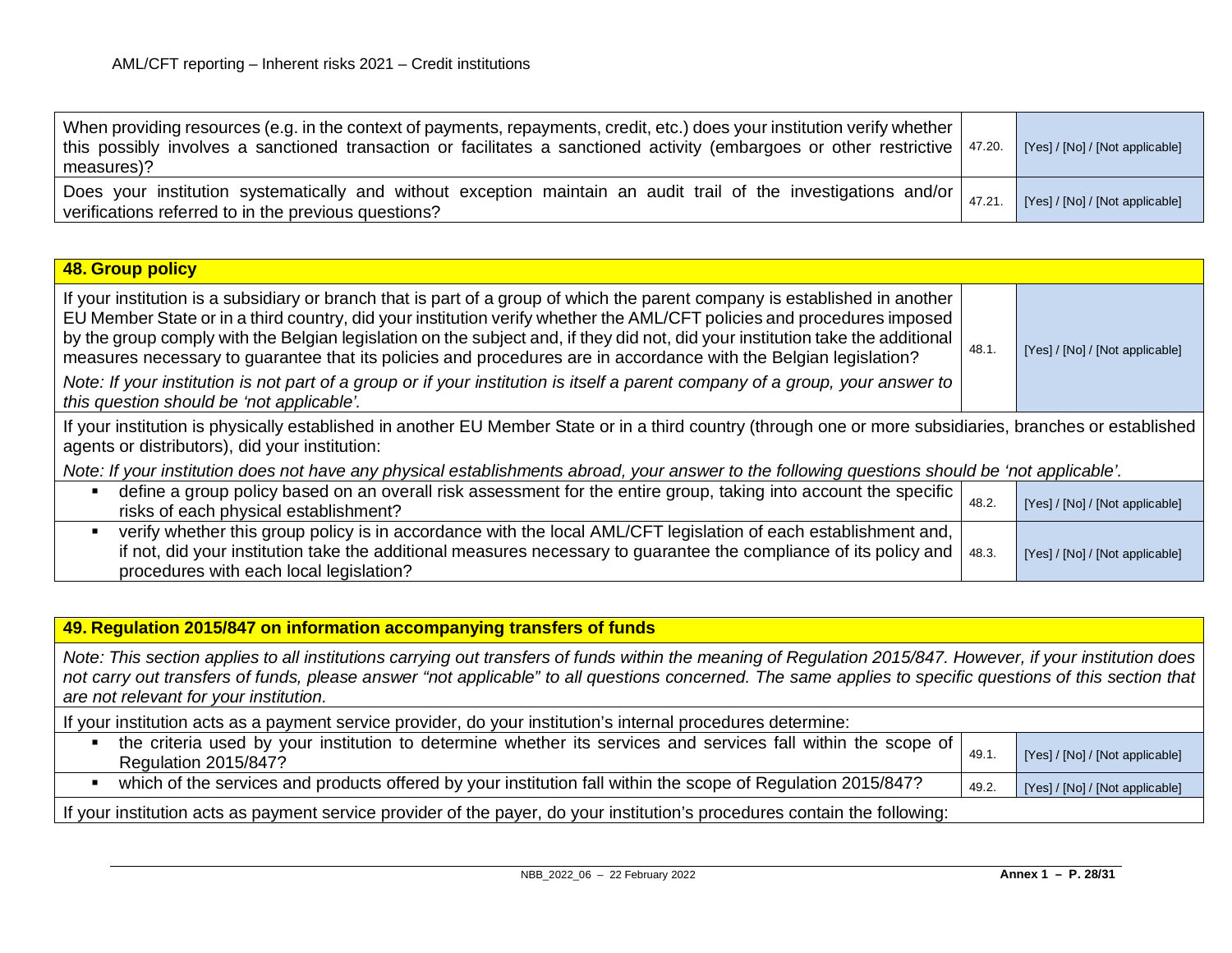| | | |
|---|---|---|
| When providing resources (e.g. in the context of payments, repayments, credit, etc.) does your institution verify whether this possibly involves a sanctioned transaction or facilitates a sanctioned activity (embargoes or other restrictive measures)? | 47.20. | [Yes] / [No] / [Not applicable] |
| Does your institution systematically and without exception maintain an audit trail of the investigations and/or verifications referred to in the previous questions? | 47.21. | [Yes] / [No] / [Not applicable] |

## 48. Group policy

| | | |
|---|---|---|
| If your institution is a subsidiary or branch that is part of a group of which the parent company is established in another EU Member State or in a third country, did your institution verify whether the AML/CFT policies and procedures imposed by the group comply with the Belgian legislation on the subject and, if they did not, did your institution take the additional measures necessary to guarantee that its policies and procedures are in accordance with the Belgian legislation?<br>*Note: If your institution is not part of a group or if your institution is itself a parent company of a group, your answer to this question should be 'not applicable'.* | 48.1. | [Yes] / [No] / [Not applicable] |

If your institution is physically established in another EU Member State or in a third country (through one or more subsidiaries, branches or established agents or distributors), did your institution:

*Note: If your institution does not have any physical establishments abroad, your answer to the following questions should be 'not applicable'.*

| | | |
|---|---|---|
| ▪ define a group policy based on an overall risk assessment for the entire group, taking into account the specific risks of each physical establishment? | 48.2. | [Yes] / [No] / [Not applicable] |
| ▪ verify whether this group policy is in accordance with the local AML/CFT legislation of each establishment and, if not, did your institution take the additional measures necessary to guarantee the compliance of its policy and procedures with each local legislation? | 48.3. | [Yes] / [No] / [Not applicable] |

## 49. Regulation 2015/847 on information accompanying transfers of funds

*Note: This section applies to all institutions carrying out transfers of funds within the meaning of Regulation 2015/847. However, if your institution does not carry out transfers of funds, please answer "not applicable" to all questions concerned. The same applies to specific questions of this section that are not relevant for your institution.*

If your institution acts as a payment service provider, do your institution's internal procedures determine:

| | | |
|---|---|---|
| ▪ the criteria used by your institution to determine whether its services and services fall within the scope of Regulation 2015/847? | 49.1. | [Yes] / [No] / [Not applicable] |
| ▪ which of the services and products offered by your institution fall within the scope of Regulation 2015/847? | 49.2. | [Yes] / [No] / [Not applicable] |

If your institution acts as payment service provider of the payer, do your institution's procedures contain the following: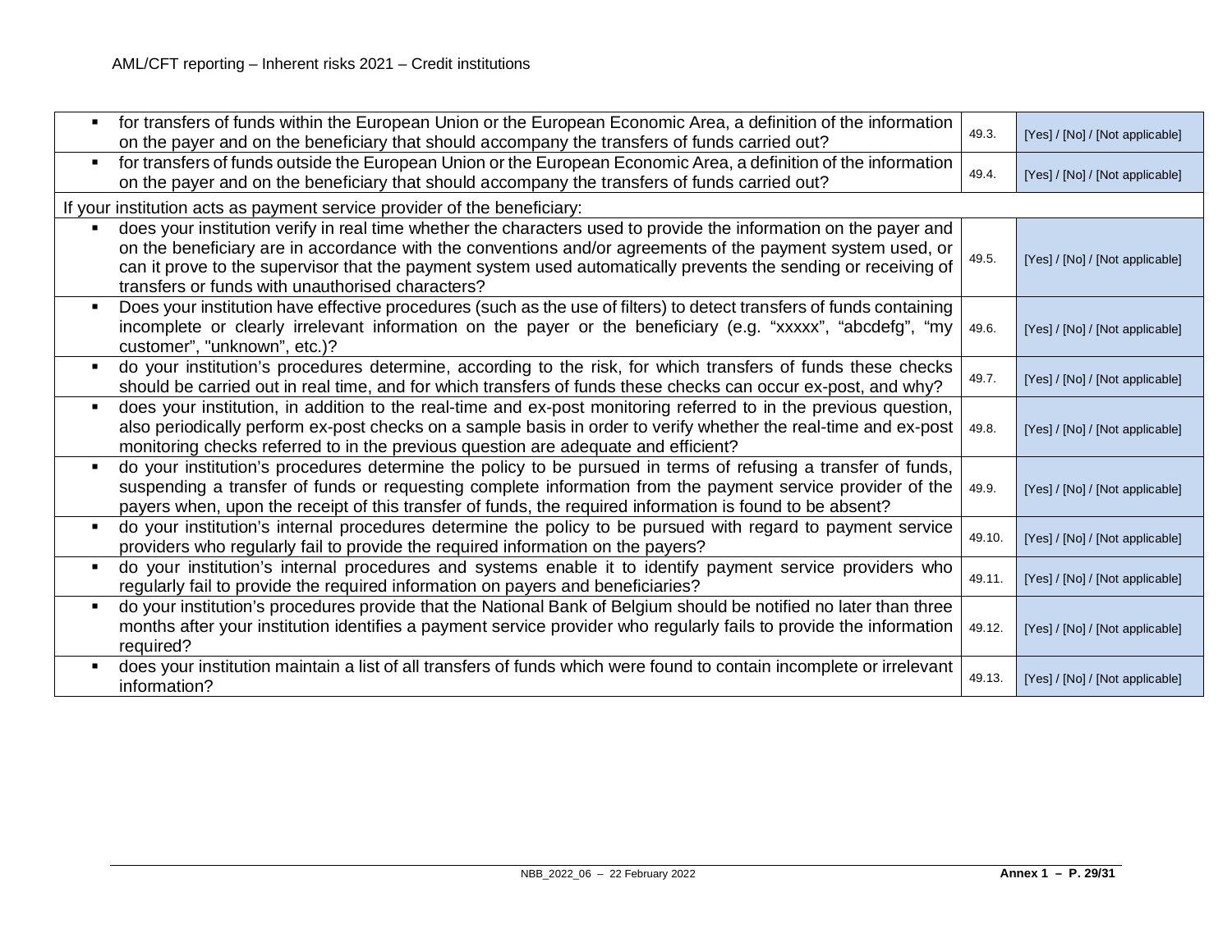| | | |
|---|---|---|
| ▪ for transfers of funds within the European Union or the European Economic Area, a definition of the information on the payer and on the beneficiary that should accompany the transfers of funds carried out? | 49.3. | [Yes] / [No] / [Not applicable] |
| ▪ for transfers of funds outside the European Union or the European Economic Area, a definition of the information on the payer and on the beneficiary that should accompany the transfers of funds carried out? | 49.4. | [Yes] / [No] / [Not applicable] |
| If your institution acts as payment service provider of the beneficiary: | | |
| ▪ does your institution verify in real time whether the characters used to provide the information on the payer and on the beneficiary are in accordance with the conventions and/or agreements of the payment system used, or can it prove to the supervisor that the payment system used automatically prevents the sending or receiving of transfers or funds with unauthorised characters? | 49.5. | [Yes] / [No] / [Not applicable] |
| ▪ Does your institution have effective procedures (such as the use of filters) to detect transfers of funds containing incomplete or clearly irrelevant information on the payer or the beneficiary (e.g. "xxxxx", "abcdefg", "my customer", "unknown", etc.)? | 49.6. | [Yes] / [No] / [Not applicable] |
| ▪ do your institution's procedures determine, according to the risk, for which transfers of funds these checks should be carried out in real time, and for which transfers of funds these checks can occur ex-post, and why? | 49.7. | [Yes] / [No] / [Not applicable] |
| ▪ does your institution, in addition to the real-time and ex-post monitoring referred to in the previous question, also periodically perform ex-post checks on a sample basis in order to verify whether the real-time and ex-post monitoring checks referred to in the previous question are adequate and efficient? | 49.8. | [Yes] / [No] / [Not applicable] |
| ▪ do your institution's procedures determine the policy to be pursued in terms of refusing a transfer of funds, suspending a transfer of funds or requesting complete information from the payment service provider of the payers when, upon the receipt of this transfer of funds, the required information is found to be absent? | 49.9. | [Yes] / [No] / [Not applicable] |
| ▪ do your institution's internal procedures determine the policy to be pursued with regard to payment service providers who regularly fail to provide the required information on the payers? | 49.10. | [Yes] / [No] / [Not applicable] |
| ▪ do your institution's internal procedures and systems enable it to identify payment service providers who regularly fail to provide the required information on payers and beneficiaries? | 49.11. | [Yes] / [No] / [Not applicable] |
| ▪ do your institution's procedures provide that the National Bank of Belgium should be notified no later than three months after your institution identifies a payment service provider who regularly fails to provide the information required? | 49.12. | [Yes] / [No] / [Not applicable] |
| ▪ does your institution maintain a list of all transfers of funds which were found to contain incomplete or irrelevant information? | 49.13. | [Yes] / [No] / [Not applicable] |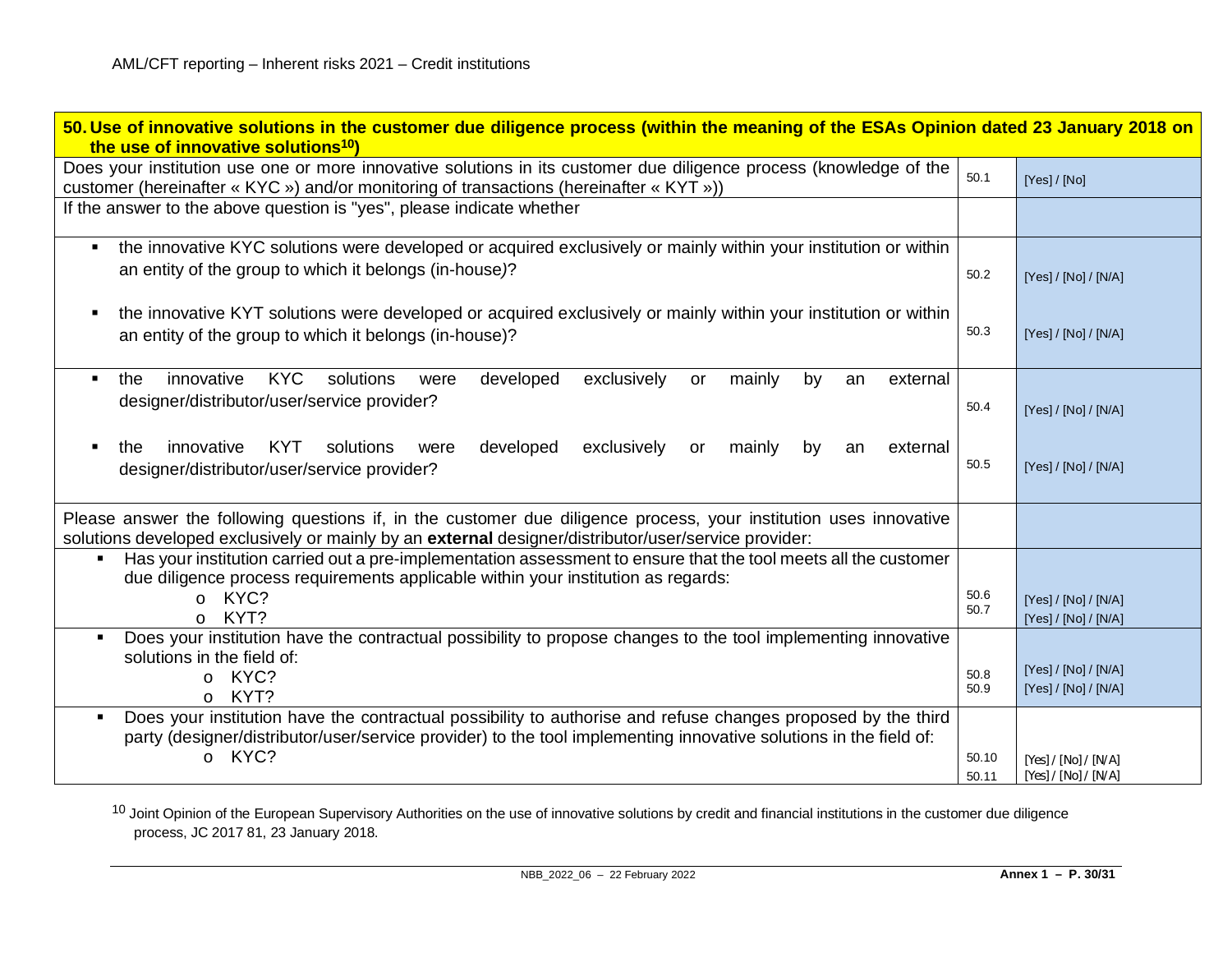| 50. Use of innovative solutions in the customer due diligence process (within the meaning of the ESAs Opinion dated 23 January 2018 on the use of innovative solutions[10]) | | |
|---|---|---|
| Does your institution use one or more innovative solutions in its customer due diligence process (knowledge of the customer (hereinafter « KYC ») and/or monitoring of transactions (hereinafter « KYT »)) | 50.1 | [Yes] / [No] |
| If the answer to the above question is "yes", please indicate whether | | |
| ▪ the innovative KYC solutions were developed or acquired exclusively or mainly within your institution or within an entity of the group to which it belongs (in-house)?<br>▪ the innovative KYT solutions were developed or acquired exclusively or mainly within your institution or within an entity of the group to which it belongs (in-house)? | 50.2<br>50.3 | [Yes] / [No] / [N/A]<br>[Yes] / [No] / [N/A] |
| ▪ the innovative KYC solutions were developed exclusively or mainly by an external designer/distributor/user/service provider?<br>▪ the innovative KYT solutions were developed exclusively or mainly by an external designer/distributor/user/service provider? | 50.4<br>50.5 | [Yes] / [No] / [N/A]<br>[Yes] / [No] / [N/A] |
| Please answer the following questions if, in the customer due diligence process, your institution uses innovative solutions developed exclusively or mainly by an **external** designer/distributor/user/service provider: | | |
| ▪ Has your institution carried out a pre-implementation assessment to ensure that the tool meets all the customer due diligence process requirements applicable within your institution as regards:<br>o KYC?<br>o KYT? | 50.6<br>50.7 | [Yes] / [No] / [N/A]<br>[Yes] / [No] / [N/A] |
| ▪ Does your institution have the contractual possibility to propose changes to the tool implementing innovative solutions in the field of:<br>o KYC?<br>o KYT? | 50.8<br>50.9 | [Yes] / [No] / [N/A]<br>[Yes] / [No] / [N/A] |
| ▪ Does your institution have the contractual possibility to authorise and refuse changes proposed by the third party (designer/distributor/user/service provider) to the tool implementing innovative solutions in the field of:<br>o KYC? | 50.10<br>50.11 | [Yes] / [No] / [N/A]<br>[Yes] / [No] / [N/A] |

[10] Joint Opinion of the European Supervisory Authorities on the use of innovative solutions by credit and financial institutions in the customer due diligence process, JC 2017 81, 23 January 2018.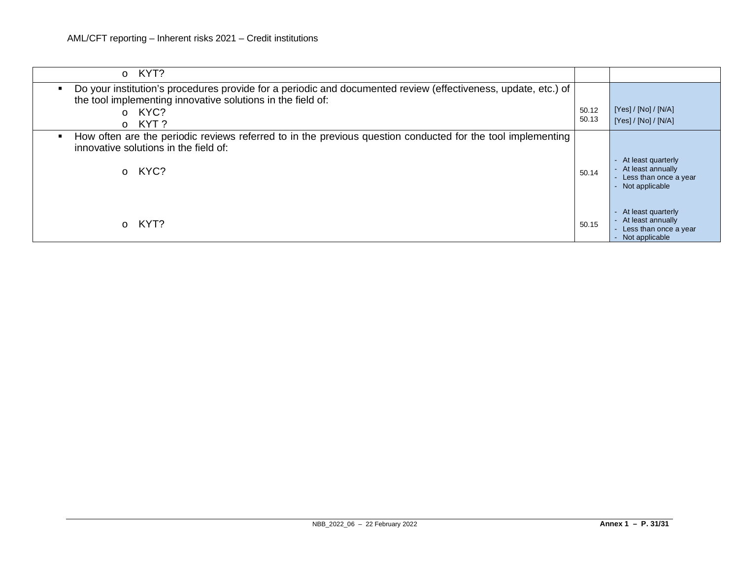| | | |
|---|---|---|
| o KYT? | | |
| ▪ Do your institution's procedures provide for a periodic and documented review (effectiveness, update, etc.) of the tool implementing innovative solutions in the field of:<br>o KYC?<br>o KYT ? | 50.12<br>50.13 | [Yes] / [No] / [N/A]<br>[Yes] / [No] / [N/A] |
| ▪ How often are the periodic reviews referred to in the previous question conducted for the tool implementing innovative solutions in the field of:<br><br>o KYC?<br><br>o KYT? | <br><br>50.14<br><br>50.15 | - At least quarterly<br>- At least annually<br>- Less than once a year<br>- Not applicable<br><br>- At least quarterly<br>- At least annually<br>- Less than once a year<br>- Not applicable |